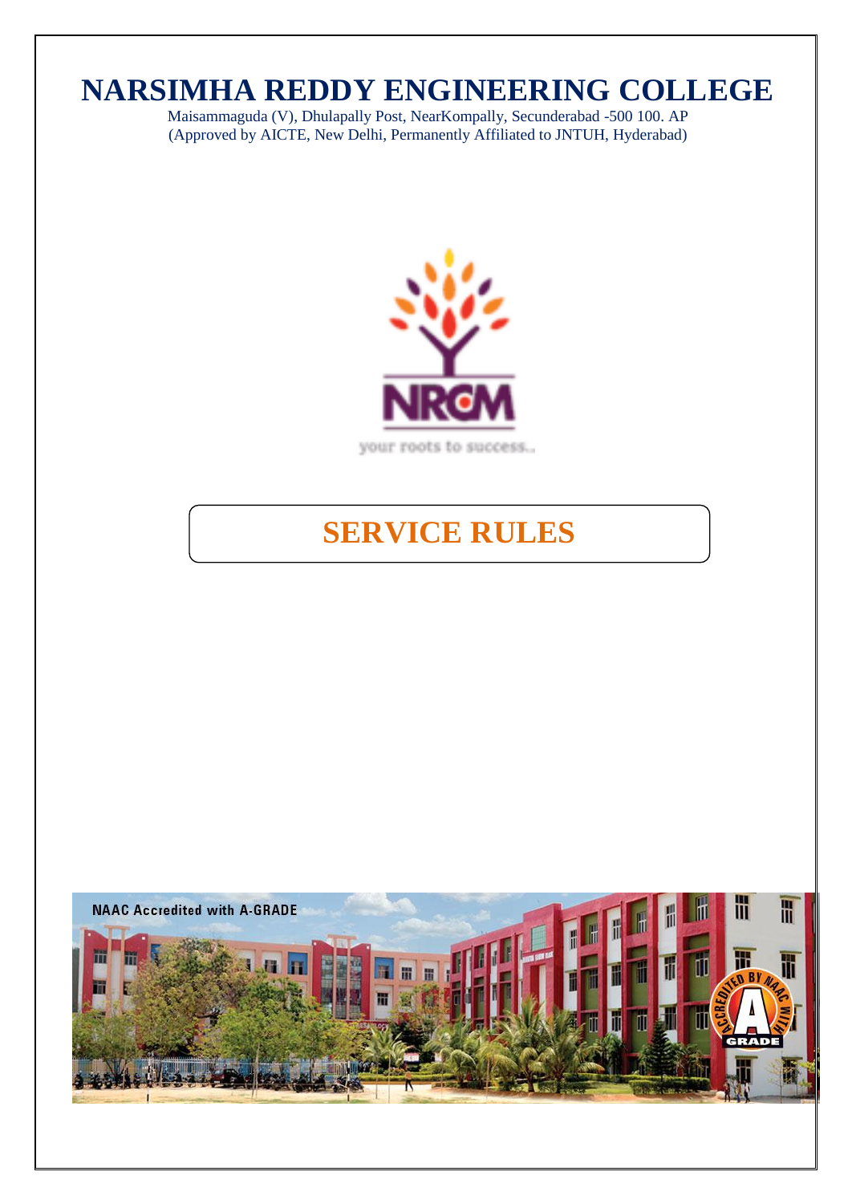# NARSIMHA REDDY ENGINEERING COLLEGE

Maisammaguda (V), Dhulapally Post, NearKompally, Secunderabad -500 100. AP
(Approved by AICTE, New Delhi, Permanently Affiliated to JNTUH, Hyderabad)

NRCM

your roots to success...

## SERVICE RULES

NAAC Accredited with A-GRADE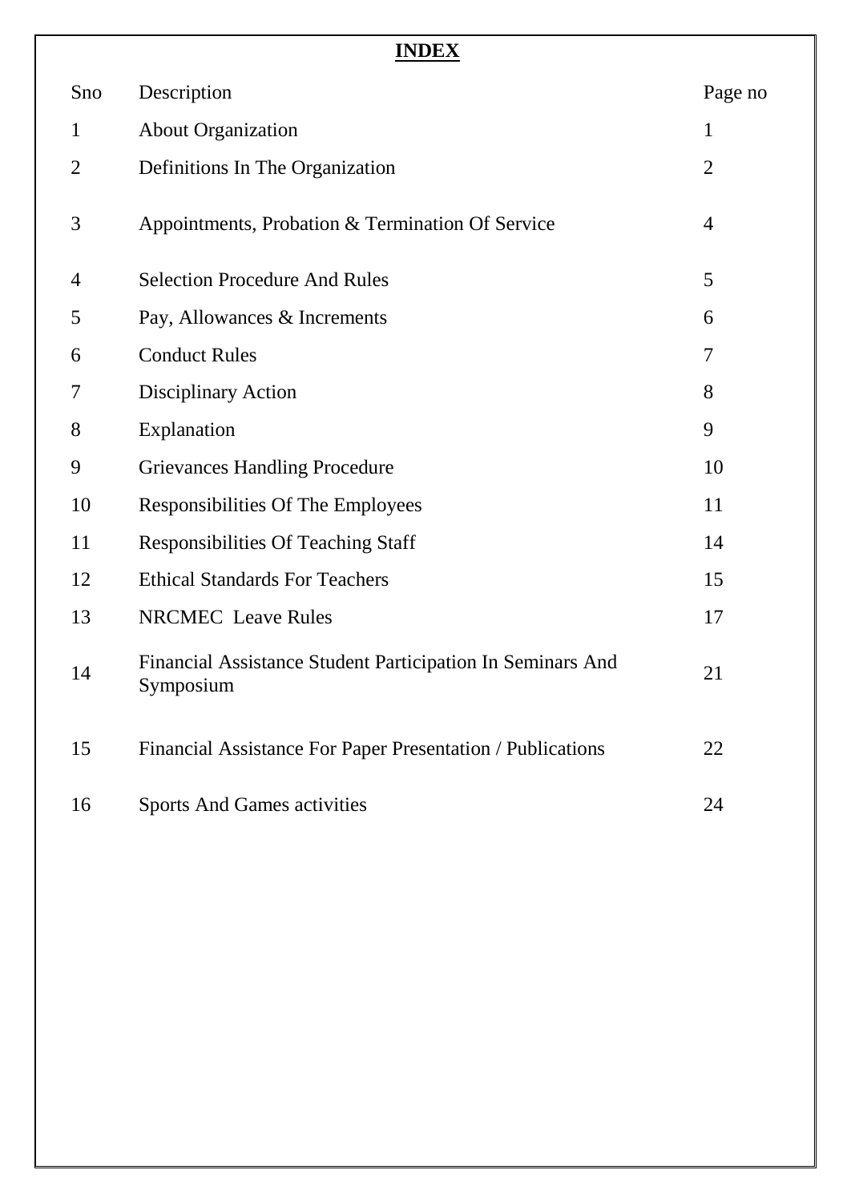# INDEX

| Sno | Description | Page no |
|---|---|---|
| 1 | About Organization | 1 |
| 2 | Definitions In The Organization | 2 |
| 3 | Appointments, Probation & Termination Of Service | 4 |
| 4 | Selection Procedure And Rules | 5 |
| 5 | Pay, Allowances & Increments | 6 |
| 6 | Conduct Rules | 7 |
| 7 | Disciplinary Action | 8 |
| 8 | Explanation | 9 |
| 9 | Grievances Handling Procedure | 10 |
| 10 | Responsibilities Of The Employees | 11 |
| 11 | Responsibilities Of Teaching Staff | 14 |
| 12 | Ethical Standards For Teachers | 15 |
| 13 | NRCMEC Leave Rules | 17 |
| 14 | Financial Assistance Student Participation In Seminars And Symposium | 21 |
| 15 | Financial Assistance For Paper Presentation / Publications | 22 |
| 16 | Sports And Games activities | 24 |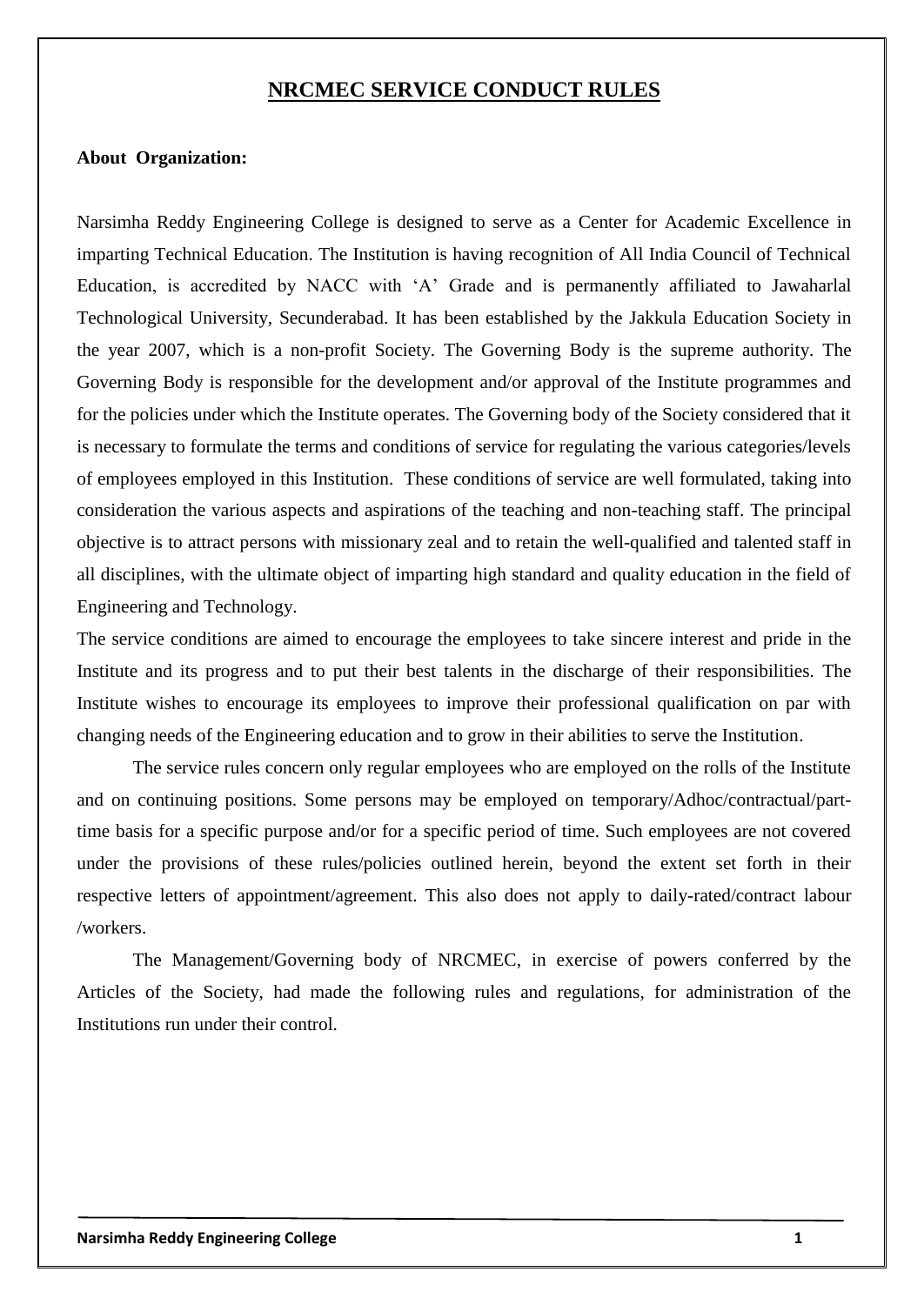# NRCMEC SERVICE CONDUCT RULES

**About Organization:**

Narsimha Reddy Engineering College is designed to serve as a Center for Academic Excellence in imparting Technical Education. The Institution is having recognition of All India Council of Technical Education, is accredited by NACC with 'A' Grade and is permanently affiliated to Jawaharlal Technological University, Secunderabad. It has been established by the Jakkula Education Society in the year 2007, which is a non-profit Society. The Governing Body is the supreme authority. The Governing Body is responsible for the development and/or approval of the Institute programmes and for the policies under which the Institute operates. The Governing body of the Society considered that it is necessary to formulate the terms and conditions of service for regulating the various categories/levels of employees employed in this Institution. These conditions of service are well formulated, taking into consideration the various aspects and aspirations of the teaching and non-teaching staff. The principal objective is to attract persons with missionary zeal and to retain the well-qualified and talented staff in all disciplines, with the ultimate object of imparting high standard and quality education in the field of Engineering and Technology.

The service conditions are aimed to encourage the employees to take sincere interest and pride in the Institute and its progress and to put their best talents in the discharge of their responsibilities. The Institute wishes to encourage its employees to improve their professional qualification on par with changing needs of the Engineering education and to grow in their abilities to serve the Institution.

The service rules concern only regular employees who are employed on the rolls of the Institute and on continuing positions. Some persons may be employed on temporary/Adhoc/contractual/part-time basis for a specific purpose and/or for a specific period of time. Such employees are not covered under the provisions of these rules/policies outlined herein, beyond the extent set forth in their respective letters of appointment/agreement. This also does not apply to daily-rated/contract labour /workers.

The Management/Governing body of NRCMEC, in exercise of powers conferred by the Articles of the Society, had made the following rules and regulations, for administration of the Institutions run under their control.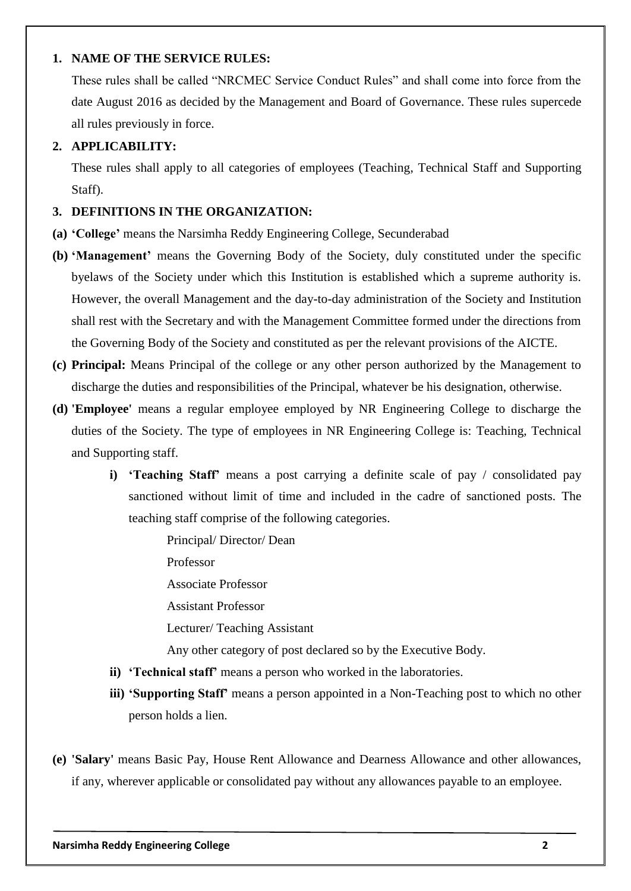**1. NAME OF THE SERVICE RULES:**

These rules shall be called "NRCMEC Service Conduct Rules" and shall come into force from the date August 2016 as decided by the Management and Board of Governance. These rules supercede all rules previously in force.

**2. APPLICABILITY:**

These rules shall apply to all categories of employees (Teaching, Technical Staff and Supporting Staff).

**3. DEFINITIONS IN THE ORGANIZATION:**

**(a) 'College'** means the Narsimha Reddy Engineering College, Secunderabad

**(b) 'Management'** means the Governing Body of the Society, duly constituted under the specific byelaws of the Society under which this Institution is established which a supreme authority is. However, the overall Management and the day-to-day administration of the Society and Institution shall rest with the Secretary and with the Management Committee formed under the directions from the Governing Body of the Society and constituted as per the relevant provisions of the AICTE.

**(c) Principal:** Means Principal of the college or any other person authorized by the Management to discharge the duties and responsibilities of the Principal, whatever be his designation, otherwise.

**(d) 'Employee'** means a regular employee employed by NR Engineering College to discharge the duties of the Society. The type of employees in NR Engineering College is: Teaching, Technical and Supporting staff.

- **i) 'Teaching Staff'** means a post carrying a definite scale of pay / consolidated pay sanctioned without limit of time and included in the cadre of sanctioned posts. The teaching staff comprise of the following categories.

  Principal/ Director/ Dean

  Professor

  Associate Professor

  Assistant Professor

  Lecturer/ Teaching Assistant

  Any other category of post declared so by the Executive Body.

- **ii) 'Technical staff'** means a person who worked in the laboratories.
- **iii) 'Supporting Staff'** means a person appointed in a Non-Teaching post to which no other person holds a lien.

**(e) 'Salary'** means Basic Pay, House Rent Allowance and Dearness Allowance and other allowances, if any, wherever applicable or consolidated pay without any allowances payable to an employee.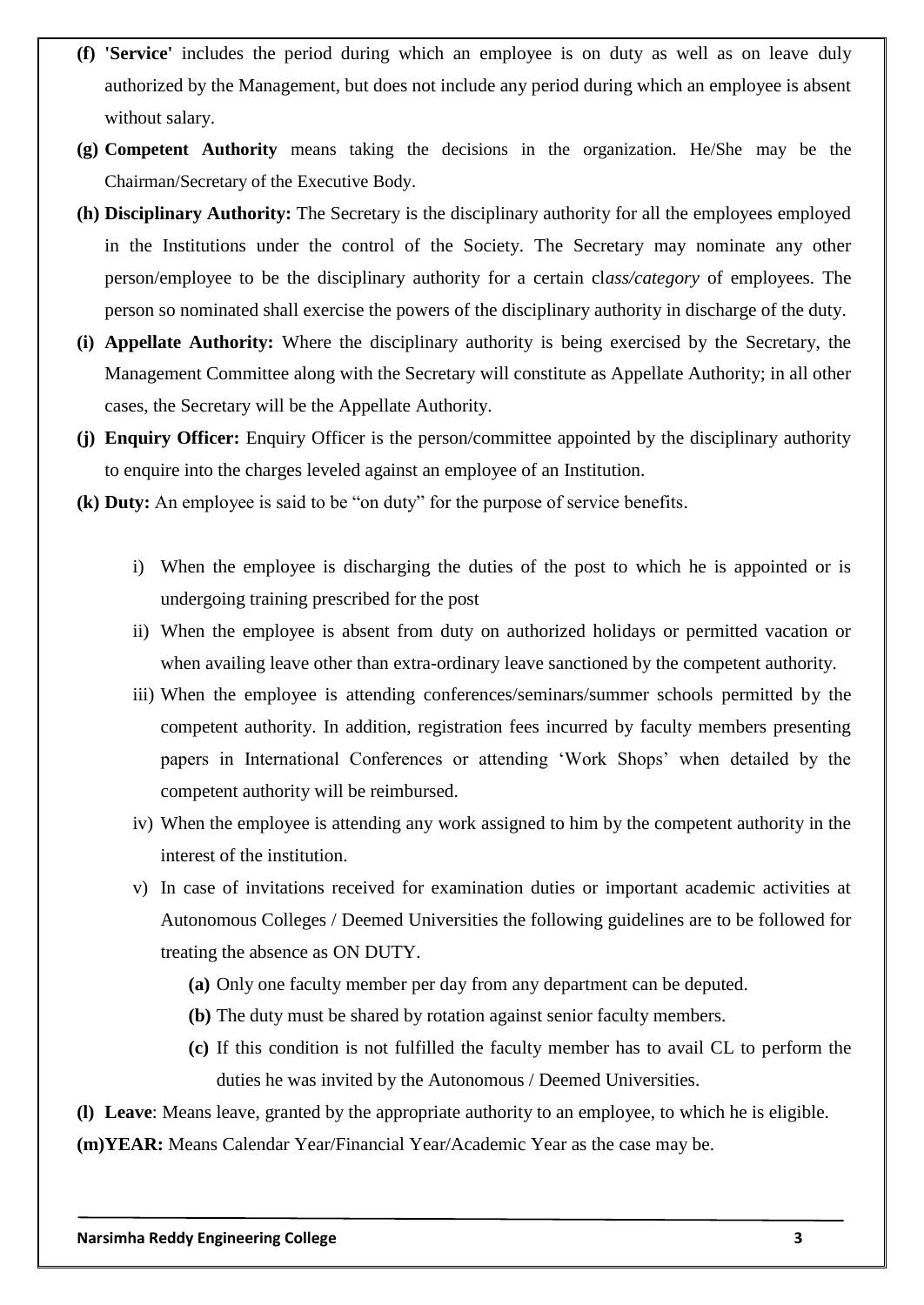**(f) 'Service'** includes the period during which an employee is on duty as well as on leave duly authorized by the Management, but does not include any period during which an employee is absent without salary.

**(g) Competent Authority** means taking the decisions in the organization. He/She may be the Chairman/Secretary of the Executive Body.

**(h) Disciplinary Authority:** The Secretary is the disciplinary authority for all the employees employed in the Institutions under the control of the Society. The Secretary may nominate any other person/employee to be the disciplinary authority for a certain cl*ass/category* of employees. The person so nominated shall exercise the powers of the disciplinary authority in discharge of the duty.

**(i) Appellate Authority:** Where the disciplinary authority is being exercised by the Secretary, the Management Committee along with the Secretary will constitute as Appellate Authority; in all other cases, the Secretary will be the Appellate Authority.

**(j) Enquiry Officer:** Enquiry Officer is the person/committee appointed by the disciplinary authority to enquire into the charges leveled against an employee of an Institution.

**(k) Duty:** An employee is said to be "on duty" for the purpose of service benefits.

i) When the employee is discharging the duties of the post to which he is appointed or is undergoing training prescribed for the post

ii) When the employee is absent from duty on authorized holidays or permitted vacation or when availing leave other than extra-ordinary leave sanctioned by the competent authority.

iii) When the employee is attending conferences/seminars/summer schools permitted by the competent authority. In addition, registration fees incurred by faculty members presenting papers in International Conferences or attending 'Work Shops' when detailed by the competent authority will be reimbursed.

iv) When the employee is attending any work assigned to him by the competent authority in the interest of the institution.

v) In case of invitations received for examination duties or important academic activities at Autonomous Colleges / Deemed Universities the following guidelines are to be followed for treating the absence as ON DUTY.

- **(a)** Only one faculty member per day from any department can be deputed.
- **(b)** The duty must be shared by rotation against senior faculty members.
- **(c)** If this condition is not fulfilled the faculty member has to avail CL to perform the duties he was invited by the Autonomous / Deemed Universities.

**(l) Leave**: Means leave, granted by the appropriate authority to an employee, to which he is eligible.

**(m)YEAR:** Means Calendar Year/Financial Year/Academic Year as the case may be.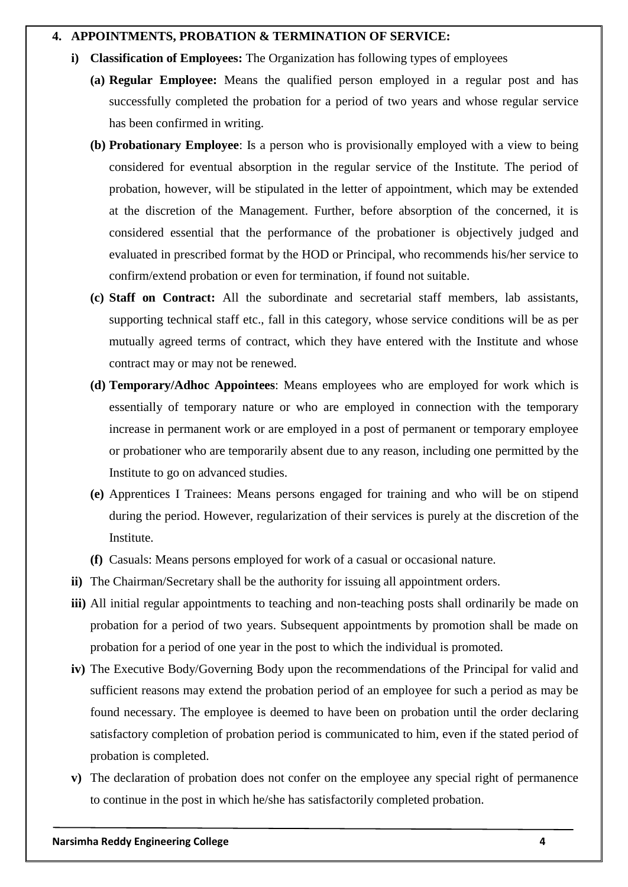## 4. APPOINTMENTS, PROBATION & TERMINATION OF SERVICE:

**i) Classification of Employees:** The Organization has following types of employees

**(a) Regular Employee:** Means the qualified person employed in a regular post and has successfully completed the probation for a period of two years and whose regular service has been confirmed in writing.

**(b) Probationary Employee**: Is a person who is provisionally employed with a view to being considered for eventual absorption in the regular service of the Institute. The period of probation, however, will be stipulated in the letter of appointment, which may be extended at the discretion of the Management. Further, before absorption of the concerned, it is considered essential that the performance of the probationer is objectively judged and evaluated in prescribed format by the HOD or Principal, who recommends his/her service to confirm/extend probation or even for termination, if found not suitable.

**(c) Staff on Contract:** All the subordinate and secretarial staff members, lab assistants, supporting technical staff etc., fall in this category, whose service conditions will be as per mutually agreed terms of contract, which they have entered with the Institute and whose contract may or may not be renewed.

**(d) Temporary/Adhoc Appointees**: Means employees who are employed for work which is essentially of temporary nature or who are employed in connection with the temporary increase in permanent work or are employed in a post of permanent or temporary employee or probationer who are temporarily absent due to any reason, including one permitted by the Institute to go on advanced studies.

**(e)** Apprentices I Trainees: Means persons engaged for training and who will be on stipend during the period. However, regularization of their services is purely at the discretion of the Institute.

**(f)** Casuals: Means persons employed for work of a casual or occasional nature.

**ii)** The Chairman/Secretary shall be the authority for issuing all appointment orders.

**iii)** All initial regular appointments to teaching and non-teaching posts shall ordinarily be made on probation for a period of two years. Subsequent appointments by promotion shall be made on probation for a period of one year in the post to which the individual is promoted.

**iv)** The Executive Body/Governing Body upon the recommendations of the Principal for valid and sufficient reasons may extend the probation period of an employee for such a period as may be found necessary. The employee is deemed to have been on probation until the order declaring satisfactory completion of probation period is communicated to him, even if the stated period of probation is completed.

**v)** The declaration of probation does not confer on the employee any special right of permanence to continue in the post in which he/she has satisfactorily completed probation.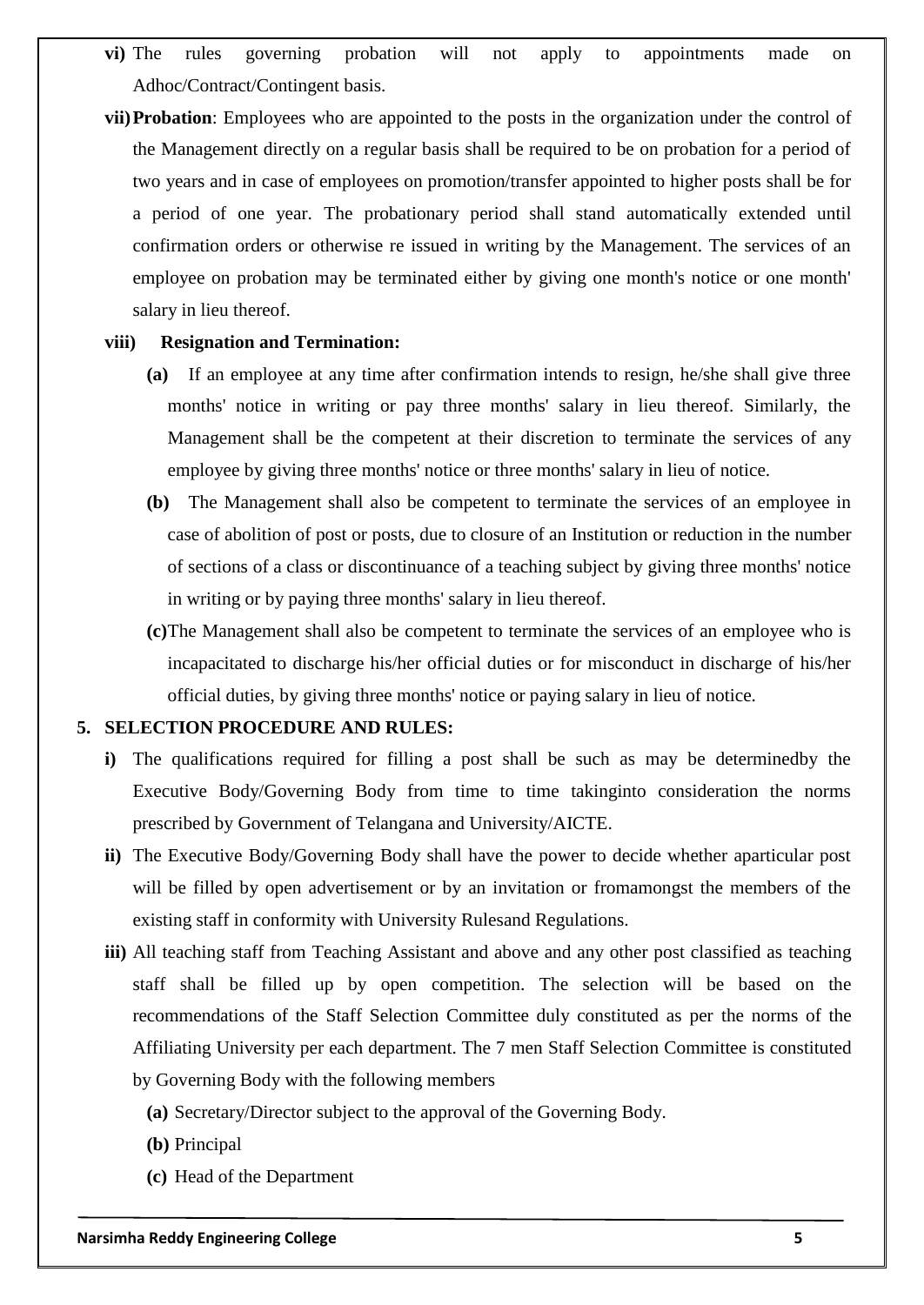- **vi)** The rules governing probation will not apply to appointments made on Adhoc/Contract/Contingent basis.
- **vii)** **Probation**: Employees who are appointed to the posts in the organization under the control of the Management directly on a regular basis shall be required to be on probation for a period of two years and in case of employees on promotion/transfer appointed to higher posts shall be for a period of one year. The probationary period shall stand automatically extended until confirmation orders or otherwise re issued in writing by the Management. The services of an employee on probation may be terminated either by giving one month's notice or one month' salary in lieu thereof.
- **viii)** **Resignation and Termination:**
  - **(a)** If an employee at any time after confirmation intends to resign, he/she shall give three months' notice in writing or pay three months' salary in lieu thereof. Similarly, the Management shall be the competent at their discretion to terminate the services of any employee by giving three months' notice or three months' salary in lieu of notice.
  - **(b)** The Management shall also be competent to terminate the services of an employee in case of abolition of post or posts, due to closure of an Institution or reduction in the number of sections of a class or discontinuance of a teaching subject by giving three months' notice in writing or by paying three months' salary in lieu thereof.
  - **(c)** The Management shall also be competent to terminate the services of an employee who is incapacitated to discharge his/her official duties or for misconduct in discharge of his/her official duties, by giving three months' notice or paying salary in lieu of notice.

## 5. SELECTION PROCEDURE AND RULES:

- **i)** The qualifications required for filling a post shall be such as may be determinedby the Executive Body/Governing Body from time to time takinginto consideration the norms prescribed by Government of Telangana and University/AICTE.
- **ii)** The Executive Body/Governing Body shall have the power to decide whether aparticular post will be filled by open advertisement or by an invitation or fromamongst the members of the existing staff in conformity with University Rulesand Regulations.
- **iii)** All teaching staff from Teaching Assistant and above and any other post classified as teaching staff shall be filled up by open competition. The selection will be based on the recommendations of the Staff Selection Committee duly constituted as per the norms of the Affiliating University per each department. The 7 men Staff Selection Committee is constituted by Governing Body with the following members
  - **(a)** Secretary/Director subject to the approval of the Governing Body.
  - **(b)** Principal
  - **(c)** Head of the Department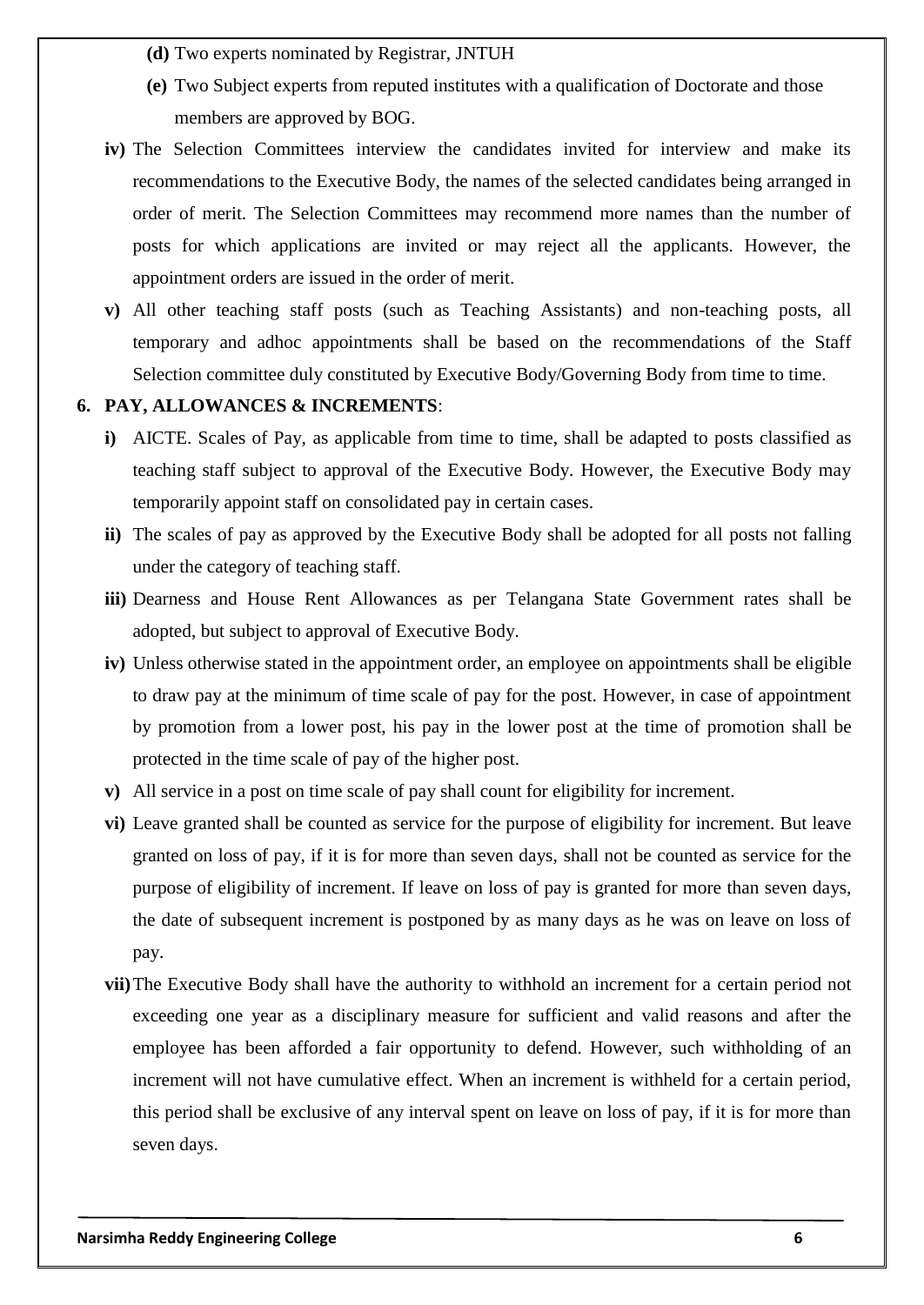**(d)** Two experts nominated by Registrar, JNTUH

**(e)** Two Subject experts from reputed institutes with a qualification of Doctorate and those members are approved by BOG.

**iv)** The Selection Committees interview the candidates invited for interview and make its recommendations to the Executive Body, the names of the selected candidates being arranged in order of merit. The Selection Committees may recommend more names than the number of posts for which applications are invited or may reject all the applicants. However, the appointment orders are issued in the order of merit.

**v)** All other teaching staff posts (such as Teaching Assistants) and non-teaching posts, all temporary and adhoc appointments shall be based on the recommendations of the Staff Selection committee duly constituted by Executive Body/Governing Body from time to time.

**6. PAY, ALLOWANCES & INCREMENTS**:

**i)** AICTE. Scales of Pay, as applicable from time to time, shall be adapted to posts classified as teaching staff subject to approval of the Executive Body. However, the Executive Body may temporarily appoint staff on consolidated pay in certain cases.

**ii)** The scales of pay as approved by the Executive Body shall be adopted for all posts not falling under the category of teaching staff.

**iii)** Dearness and House Rent Allowances as per Telangana State Government rates shall be adopted, but subject to approval of Executive Body.

**iv)** Unless otherwise stated in the appointment order, an employee on appointments shall be eligible to draw pay at the minimum of time scale of pay for the post. However, in case of appointment by promotion from a lower post, his pay in the lower post at the time of promotion shall be protected in the time scale of pay of the higher post.

**v)** All service in a post on time scale of pay shall count for eligibility for increment.

**vi)** Leave granted shall be counted as service for the purpose of eligibility for increment. But leave granted on loss of pay, if it is for more than seven days, shall not be counted as service for the purpose of eligibility of increment. If leave on loss of pay is granted for more than seven days, the date of subsequent increment is postponed by as many days as he was on leave on loss of pay.

**vii)** The Executive Body shall have the authority to withhold an increment for a certain period not exceeding one year as a disciplinary measure for sufficient and valid reasons and after the employee has been afforded a fair opportunity to defend. However, such withholding of an increment will not have cumulative effect. When an increment is withheld for a certain period, this period shall be exclusive of any interval spent on leave on loss of pay, if it is for more than seven days.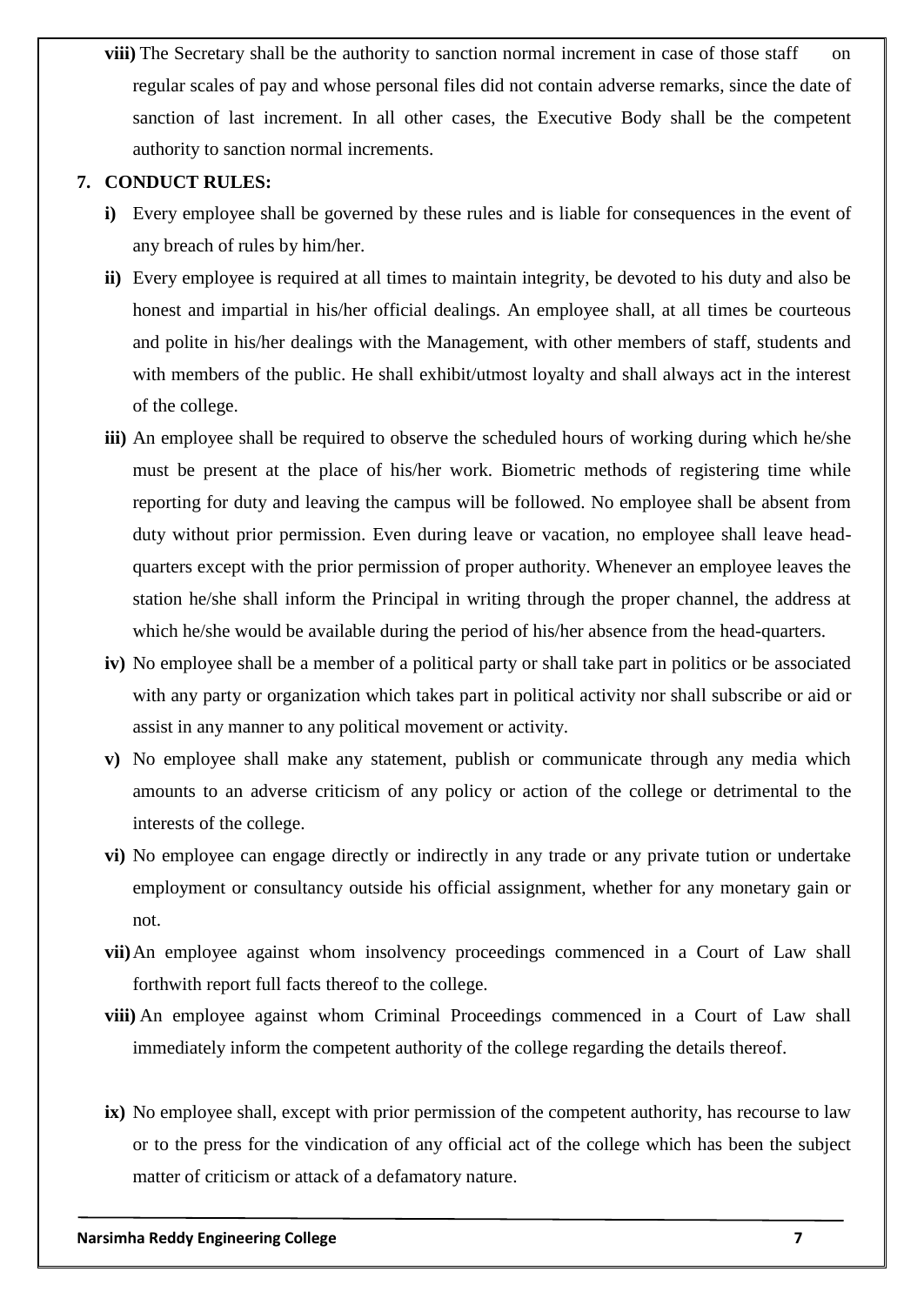**viii)** The Secretary shall be the authority to sanction normal increment in case of those staff on regular scales of pay and whose personal files did not contain adverse remarks, since the date of sanction of last increment. In all other cases, the Executive Body shall be the competent authority to sanction normal increments.

## 7. CONDUCT RULES:

**i)** Every employee shall be governed by these rules and is liable for consequences in the event of any breach of rules by him/her.

**ii)** Every employee is required at all times to maintain integrity, be devoted to his duty and also be honest and impartial in his/her official dealings. An employee shall, at all times be courteous and polite in his/her dealings with the Management, with other members of staff, students and with members of the public. He shall exhibit/utmost loyalty and shall always act in the interest of the college.

**iii)** An employee shall be required to observe the scheduled hours of working during which he/she must be present at the place of his/her work. Biometric methods of registering time while reporting for duty and leaving the campus will be followed. No employee shall be absent from duty without prior permission. Even during leave or vacation, no employee shall leave head-quarters except with the prior permission of proper authority. Whenever an employee leaves the station he/she shall inform the Principal in writing through the proper channel, the address at which he/she would be available during the period of his/her absence from the head-quarters.

**iv)** No employee shall be a member of a political party or shall take part in politics or be associated with any party or organization which takes part in political activity nor shall subscribe or aid or assist in any manner to any political movement or activity.

**v)** No employee shall make any statement, publish or communicate through any media which amounts to an adverse criticism of any policy or action of the college or detrimental to the interests of the college.

**vi)** No employee can engage directly or indirectly in any trade or any private tution or undertake employment or consultancy outside his official assignment, whether for any monetary gain or not.

**vii)** An employee against whom insolvency proceedings commenced in a Court of Law shall forthwith report full facts thereof to the college.

**viii)** An employee against whom Criminal Proceedings commenced in a Court of Law shall immediately inform the competent authority of the college regarding the details thereof.

**ix)** No employee shall, except with prior permission of the competent authority, has recourse to law or to the press for the vindication of any official act of the college which has been the subject matter of criticism or attack of a defamatory nature.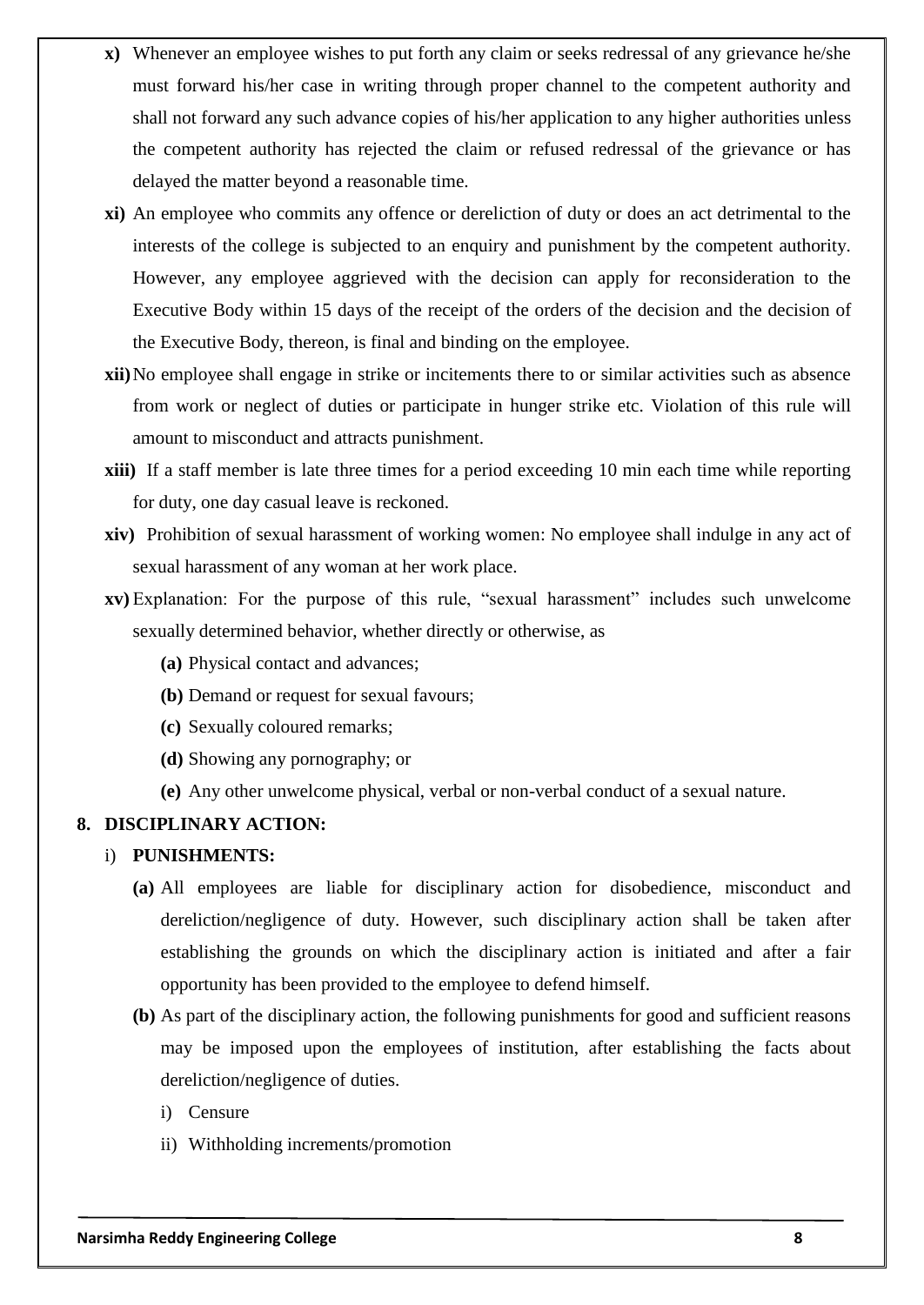- **x)** Whenever an employee wishes to put forth any claim or seeks redressal of any grievance he/she must forward his/her case in writing through proper channel to the competent authority and shall not forward any such advance copies of his/her application to any higher authorities unless the competent authority has rejected the claim or refused redressal of the grievance or has delayed the matter beyond a reasonable time.
- **xi)** An employee who commits any offence or dereliction of duty or does an act detrimental to the interests of the college is subjected to an enquiry and punishment by the competent authority. However, any employee aggrieved with the decision can apply for reconsideration to the Executive Body within 15 days of the receipt of the orders of the decision and the decision of the Executive Body, thereon, is final and binding on the employee.
- **xii)** No employee shall engage in strike or incitements there to or similar activities such as absence from work or neglect of duties or participate in hunger strike etc. Violation of this rule will amount to misconduct and attracts punishment.
- **xiii)** If a staff member is late three times for a period exceeding 10 min each time while reporting for duty, one day casual leave is reckoned.
- **xiv)** Prohibition of sexual harassment of working women: No employee shall indulge in any act of sexual harassment of any woman at her work place.
- **xv)** Explanation: For the purpose of this rule, "sexual harassment" includes such unwelcome sexually determined behavior, whether directly or otherwise, as
  - **(a)** Physical contact and advances;
  - **(b)** Demand or request for sexual favours;
  - **(c)** Sexually coloured remarks;
  - **(d)** Showing any pornography; or
  - **(e)** Any other unwelcome physical, verbal or non-verbal conduct of a sexual nature.

## 8. DISCIPLINARY ACTION:

### i) PUNISHMENTS:

- **(a)** All employees are liable for disciplinary action for disobedience, misconduct and dereliction/negligence of duty. However, such disciplinary action shall be taken after establishing the grounds on which the disciplinary action is initiated and after a fair opportunity has been provided to the employee to defend himself.
- **(b)** As part of the disciplinary action, the following punishments for good and sufficient reasons may be imposed upon the employees of institution, after establishing the facts about dereliction/negligence of duties.
  - i) Censure
  - ii) Withholding increments/promotion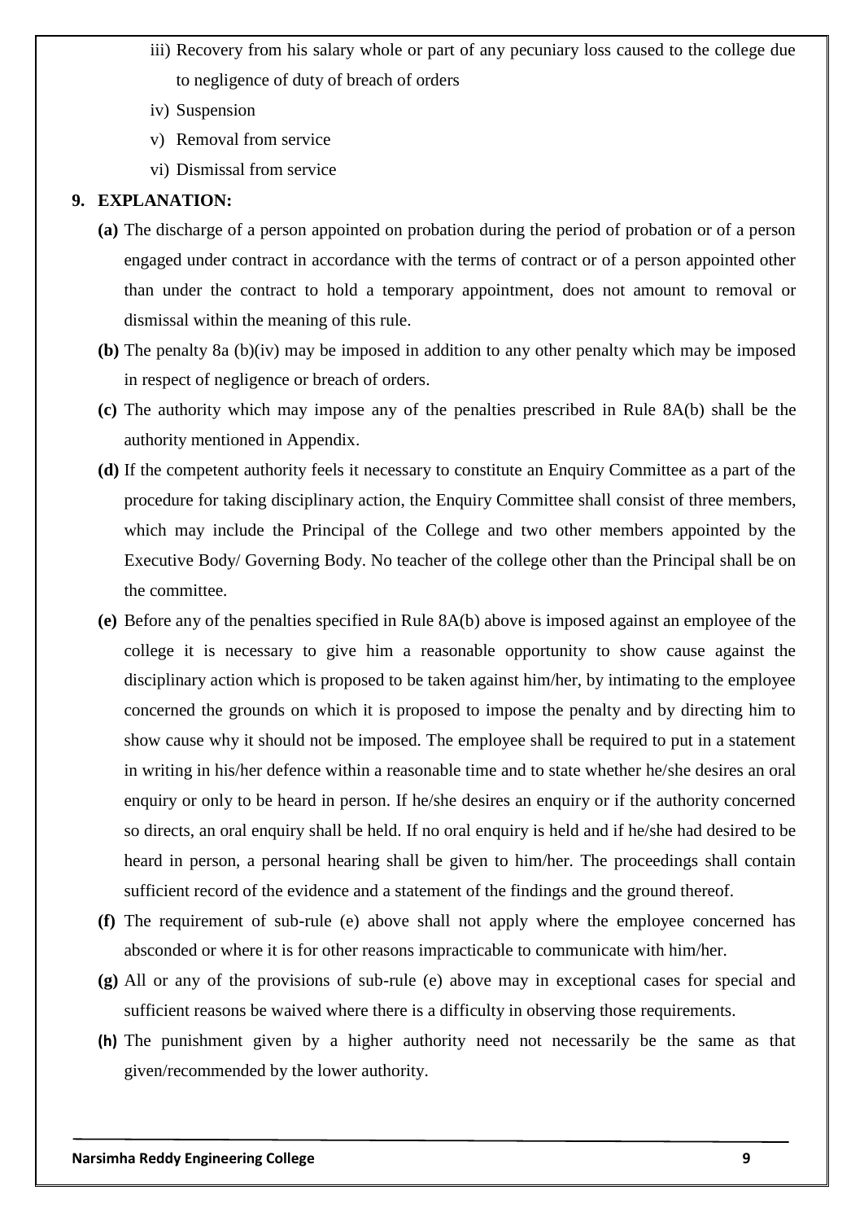iii) Recovery from his salary whole or part of any pecuniary loss caused to the college due to negligence of duty of breach of orders

iv) Suspension

v) Removal from service

vi) Dismissal from service

**9. EXPLANATION:**

**(a)** The discharge of a person appointed on probation during the period of probation or of a person engaged under contract in accordance with the terms of contract or of a person appointed other than under the contract to hold a temporary appointment, does not amount to removal or dismissal within the meaning of this rule.

**(b)** The penalty 8a (b)(iv) may be imposed in addition to any other penalty which may be imposed in respect of negligence or breach of orders.

**(c)** The authority which may impose any of the penalties prescribed in Rule 8A(b) shall be the authority mentioned in Appendix.

**(d)** If the competent authority feels it necessary to constitute an Enquiry Committee as a part of the procedure for taking disciplinary action, the Enquiry Committee shall consist of three members, which may include the Principal of the College and two other members appointed by the Executive Body/ Governing Body. No teacher of the college other than the Principal shall be on the committee.

**(e)** Before any of the penalties specified in Rule 8A(b) above is imposed against an employee of the college it is necessary to give him a reasonable opportunity to show cause against the disciplinary action which is proposed to be taken against him/her, by intimating to the employee concerned the grounds on which it is proposed to impose the penalty and by directing him to show cause why it should not be imposed. The employee shall be required to put in a statement in writing in his/her defence within a reasonable time and to state whether he/she desires an oral enquiry or only to be heard in person. If he/she desires an enquiry or if the authority concerned so directs, an oral enquiry shall be held. If no oral enquiry is held and if he/she had desired to be heard in person, a personal hearing shall be given to him/her. The proceedings shall contain sufficient record of the evidence and a statement of the findings and the ground thereof.

**(f)** The requirement of sub-rule (e) above shall not apply where the employee concerned has absconded or where it is for other reasons impracticable to communicate with him/her.

**(g)** All or any of the provisions of sub-rule (e) above may in exceptional cases for special and sufficient reasons be waived where there is a difficulty in observing those requirements.

**(h)** The punishment given by a higher authority need not necessarily be the same as that given/recommended by the lower authority.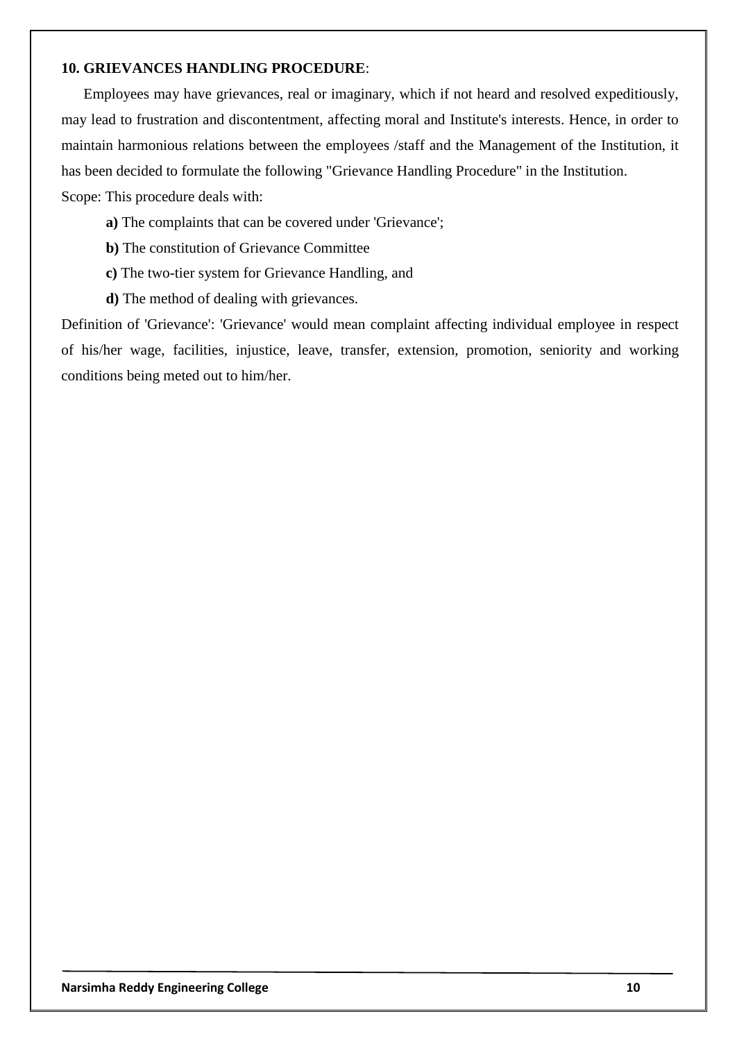## 10. GRIEVANCES HANDLING PROCEDURE:

Employees may have grievances, real or imaginary, which if not heard and resolved expeditiously, may lead to frustration and discontentment, affecting moral and Institute's interests. Hence, in order to maintain harmonious relations between the employees /staff and the Management of the Institution, it has been decided to formulate the following "Grievance Handling Procedure" in the Institution.

Scope: This procedure deals with:

**a)** The complaints that can be covered under 'Grievance';

**b)** The constitution of Grievance Committee

**c)** The two-tier system for Grievance Handling, and

**d)** The method of dealing with grievances.

Definition of 'Grievance': 'Grievance' would mean complaint affecting individual employee in respect of his/her wage, facilities, injustice, leave, transfer, extension, promotion, seniority and working conditions being meted out to him/her.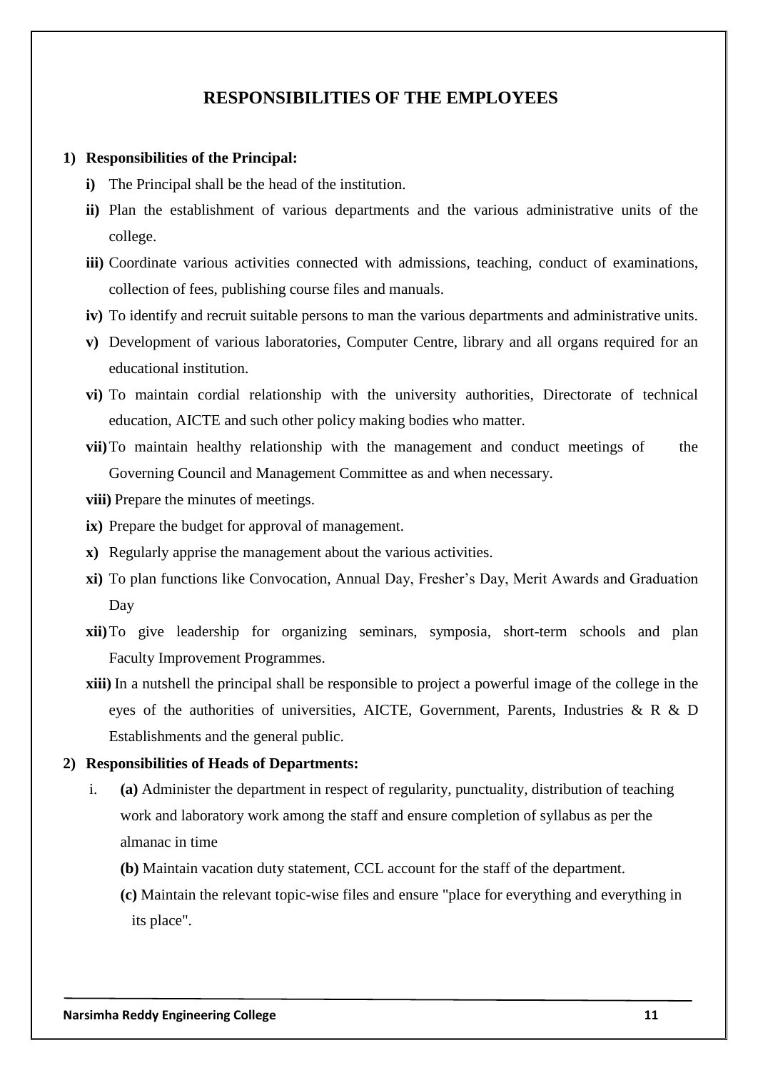# RESPONSIBILITIES OF THE EMPLOYEES

**1) Responsibilities of the Principal:**

- **i)** The Principal shall be the head of the institution.
- **ii)** Plan the establishment of various departments and the various administrative units of the college.
- **iii)** Coordinate various activities connected with admissions, teaching, conduct of examinations, collection of fees, publishing course files and manuals.
- **iv)** To identify and recruit suitable persons to man the various departments and administrative units.
- **v)** Development of various laboratories, Computer Centre, library and all organs required for an educational institution.
- **vi)** To maintain cordial relationship with the university authorities, Directorate of technical education, AICTE and such other policy making bodies who matter.
- **vii)** To maintain healthy relationship with the management and conduct meetings of the Governing Council and Management Committee as and when necessary.
- **viii)** Prepare the minutes of meetings.
- **ix)** Prepare the budget for approval of management.
- **x)** Regularly apprise the management about the various activities.
- **xi)** To plan functions like Convocation, Annual Day, Fresher's Day, Merit Awards and Graduation Day
- **xii)** To give leadership for organizing seminars, symposia, short-term schools and plan Faculty Improvement Programmes.
- **xiii)** In a nutshell the principal shall be responsible to project a powerful image of the college in the eyes of the authorities of universities, AICTE, Government, Parents, Industries & R & D Establishments and the general public.

**2) Responsibilities of Heads of Departments:**

i. **(a)** Administer the department in respect of regularity, punctuality, distribution of teaching work and laboratory work among the staff and ensure completion of syllabus as per the almanac in time

   **(b)** Maintain vacation duty statement, CCL account for the staff of the department.

   **(c)** Maintain the relevant topic-wise files and ensure "place for everything and everything in its place".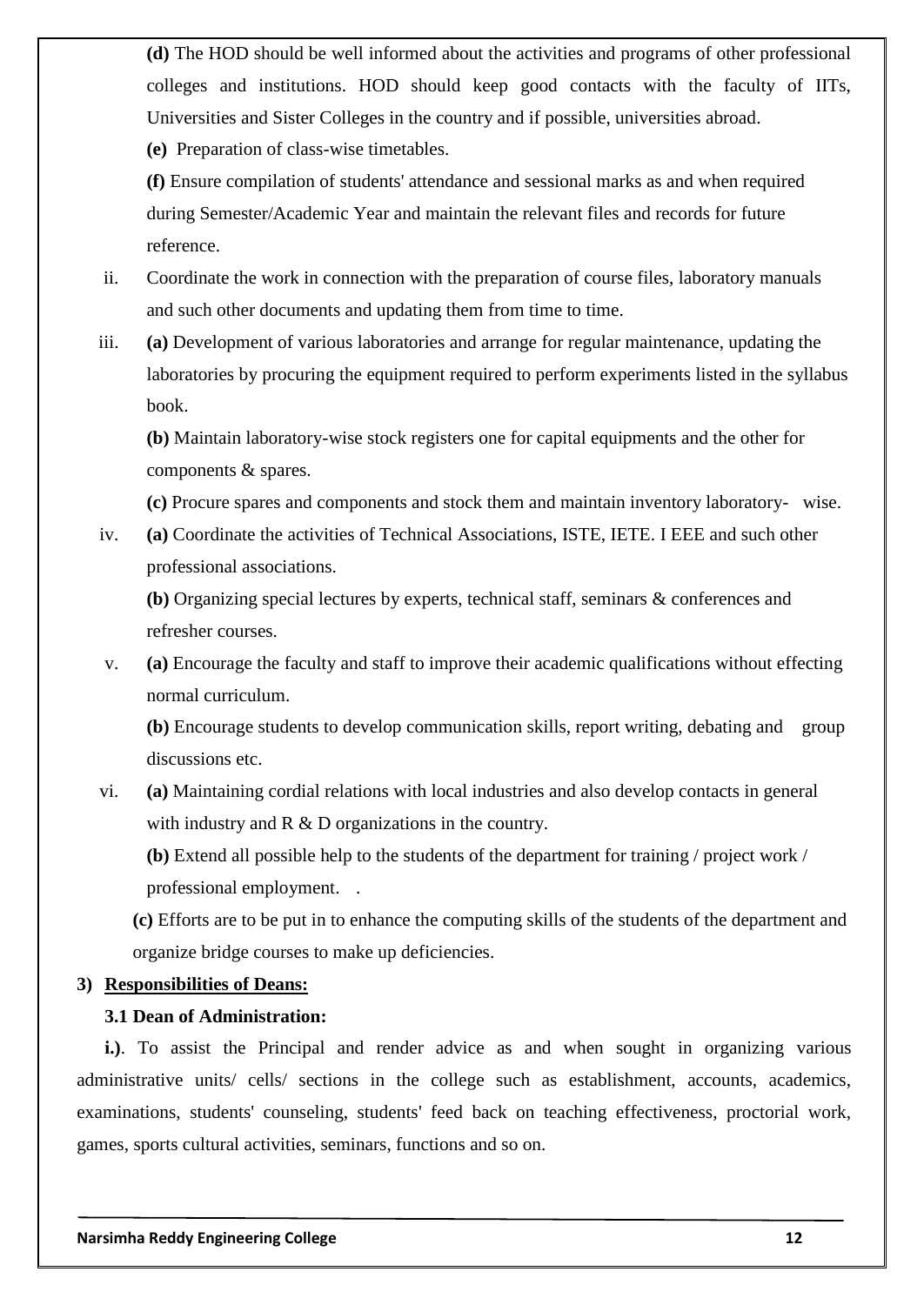**(d)** The HOD should be well informed about the activities and programs of other professional colleges and institutions. HOD should keep good contacts with the faculty of IITs, Universities and Sister Colleges in the country and if possible, universities abroad.

**(e)** Preparation of class-wise timetables.

**(f)** Ensure compilation of students' attendance and sessional marks as and when required during Semester/Academic Year and maintain the relevant files and records for future reference.

ii. Coordinate the work in connection with the preparation of course files, laboratory manuals and such other documents and updating them from time to time.

iii. **(a)** Development of various laboratories and arrange for regular maintenance, updating the laboratories by procuring the equipment required to perform experiments listed in the syllabus book.

**(b)** Maintain laboratory-wise stock registers one for capital equipments and the other for components & spares.

**(c)** Procure spares and components and stock them and maintain inventory laboratory- wise.

iv. **(a)** Coordinate the activities of Technical Associations, ISTE, IETE. I EEE and such other professional associations.

**(b)** Organizing special lectures by experts, technical staff, seminars & conferences and refresher courses.

v. **(a)** Encourage the faculty and staff to improve their academic qualifications without effecting normal curriculum.

**(b)** Encourage students to develop communication skills, report writing, debating and group discussions etc.

vi. **(a)** Maintaining cordial relations with local industries and also develop contacts in general with industry and R & D organizations in the country.

**(b)** Extend all possible help to the students of the department for training / project work / professional employment. .

**(c)** Efforts are to be put in to enhance the computing skills of the students of the department and organize bridge courses to make up deficiencies.

**3) <u>Responsibilities of Deans:</u>**

**3.1 Dean of Administration:**

**i.)**. To assist the Principal and render advice as and when sought in organizing various administrative units/ cells/ sections in the college such as establishment, accounts, academics, examinations, students' counseling, students' feed back on teaching effectiveness, proctorial work, games, sports cultural activities, seminars, functions and so on.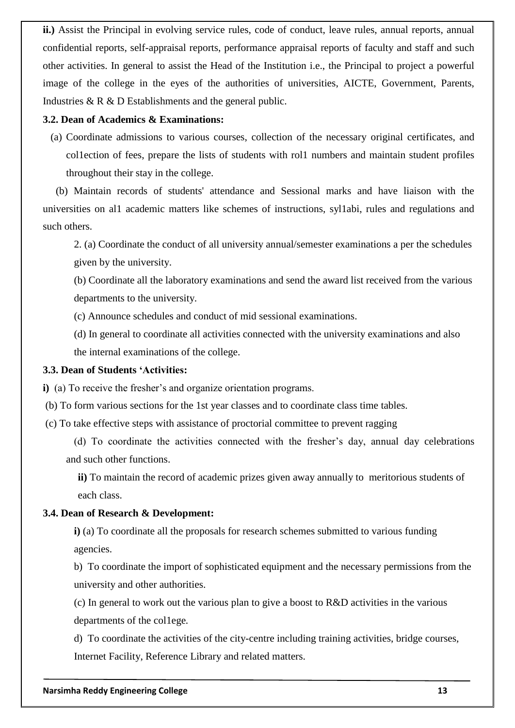**ii.)** Assist the Principal in evolving service rules, code of conduct, leave rules, annual reports, annual confidential reports, self-appraisal reports, performance appraisal reports of faculty and staff and such other activities. In general to assist the Head of the Institution i.e., the Principal to project a powerful image of the college in the eyes of the authorities of universities, AICTE, Government, Parents, Industries & R & D Establishments and the general public.

### 3.2. Dean of Academics & Examinations:

(a) Coordinate admissions to various courses, collection of the necessary original certificates, and col1ection of fees, prepare the lists of students with rol1 numbers and maintain student profiles throughout their stay in the college.

(b) Maintain records of students' attendance and Sessional marks and have liaison with the universities on al1 academic matters like schemes of instructions, syl1abi, rules and regulations and such others.

2. (a) Coordinate the conduct of all university annual/semester examinations a per the schedules given by the university.

(b) Coordinate all the laboratory examinations and send the award list received from the various departments to the university.

(c) Announce schedules and conduct of mid sessional examinations.

(d) In general to coordinate all activities connected with the university examinations and also the internal examinations of the college.

### 3.3. Dean of Students 'Activities:

**i)** (a) To receive the fresher's and organize orientation programs.

(b) To form various sections for the 1st year classes and to coordinate class time tables.

(c) To take effective steps with assistance of proctorial committee to prevent ragging

(d) To coordinate the activities connected with the fresher's day, annual day celebrations and such other functions.

**ii)** To maintain the record of academic prizes given away annually to meritorious students of each class.

### 3.4. Dean of Research & Development:

**i)** (a) To coordinate all the proposals for research schemes submitted to various funding agencies.

b) To coordinate the import of sophisticated equipment and the necessary permissions from the university and other authorities.

(c) In general to work out the various plan to give a boost to R&D activities in the various departments of the col1ege.

d) To coordinate the activities of the city-centre including training activities, bridge courses, Internet Facility, Reference Library and related matters.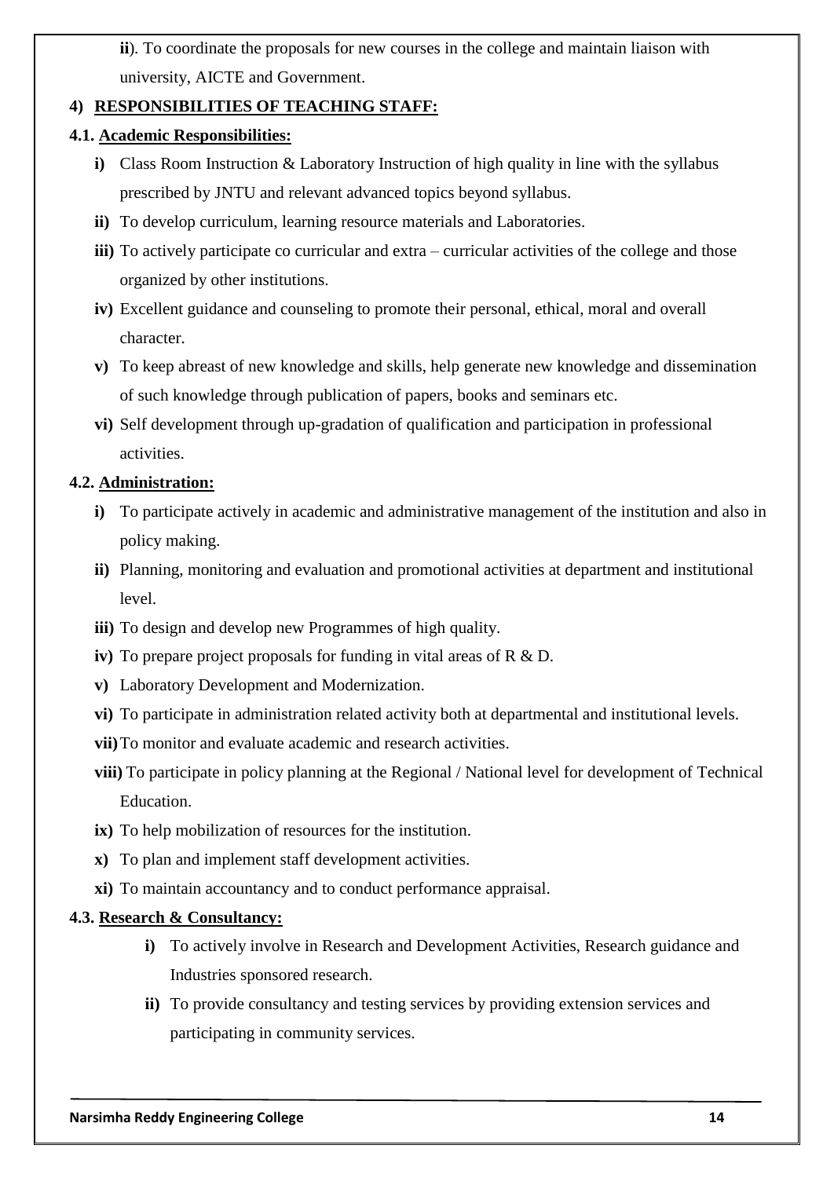**ii**). To coordinate the proposals for new courses in the college and maintain liaison with university, AICTE and Government.

## 4) RESPONSIBILITIES OF TEACHING STAFF:

### 4.1. Academic Responsibilities:

- **i)** Class Room Instruction & Laboratory Instruction of high quality in line with the syllabus prescribed by JNTU and relevant advanced topics beyond syllabus.
- **ii)** To develop curriculum, learning resource materials and Laboratories.
- **iii)** To actively participate co curricular and extra – curricular activities of the college and those organized by other institutions.
- **iv)** Excellent guidance and counseling to promote their personal, ethical, moral and overall character.
- **v)** To keep abreast of new knowledge and skills, help generate new knowledge and dissemination of such knowledge through publication of papers, books and seminars etc.
- **vi)** Self development through up-gradation of qualification and participation in professional activities.

### 4.2. Administration:

- **i)** To participate actively in academic and administrative management of the institution and also in policy making.
- **ii)** Planning, monitoring and evaluation and promotional activities at department and institutional level.
- **iii)** To design and develop new Programmes of high quality.
- **iv)** To prepare project proposals for funding in vital areas of R & D.
- **v)** Laboratory Development and Modernization.
- **vi)** To participate in administration related activity both at departmental and institutional levels.
- **vii)** To monitor and evaluate academic and research activities.
- **viii)** To participate in policy planning at the Regional / National level for development of Technical Education.
- **ix)** To help mobilization of resources for the institution.
- **x)** To plan and implement staff development activities.
- **xi)** To maintain accountancy and to conduct performance appraisal.

### 4.3. Research & Consultancy:

- **i)** To actively involve in Research and Development Activities, Research guidance and Industries sponsored research.
- **ii)** To provide consultancy and testing services by providing extension services and participating in community services.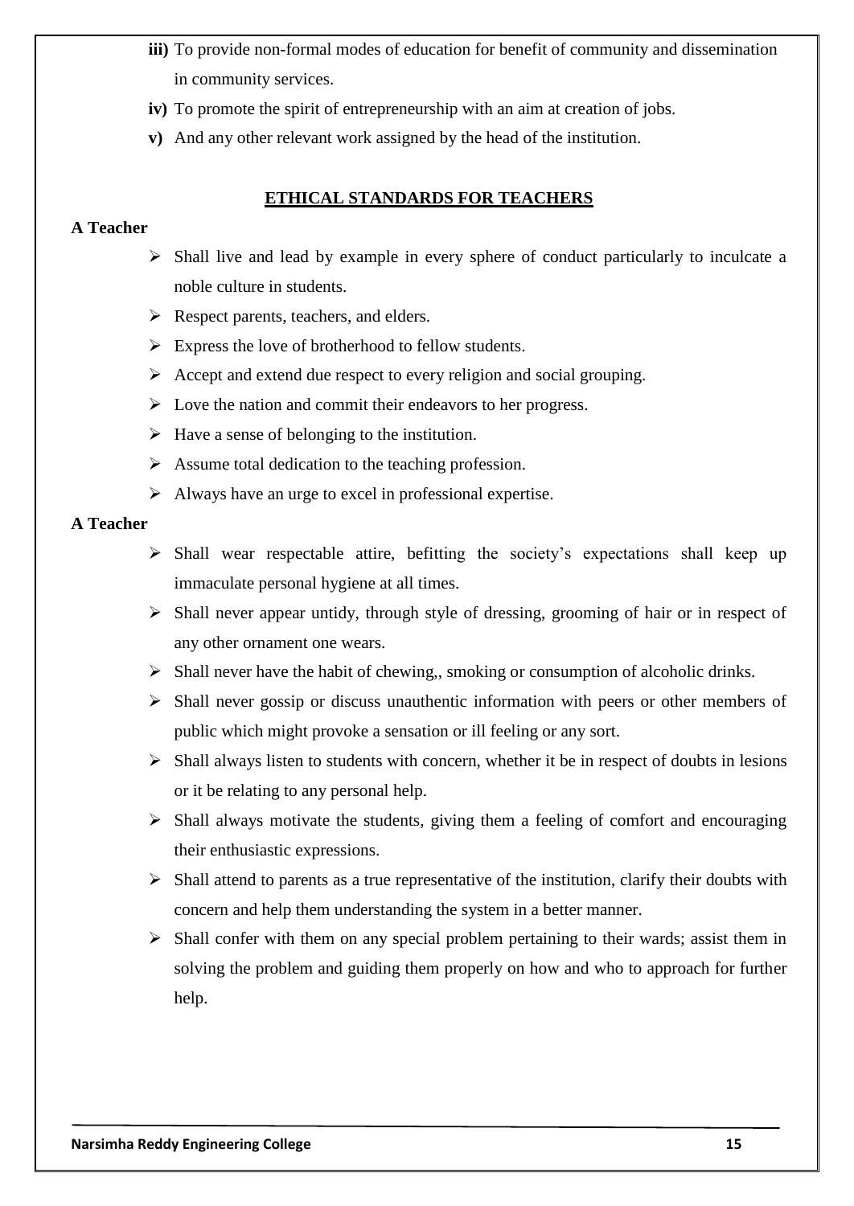**iii)** To provide non-formal modes of education for benefit of community and dissemination in community services.

**iv)** To promote the spirit of entrepreneurship with an aim at creation of jobs.

**v)** And any other relevant work assigned by the head of the institution.

## ETHICAL STANDARDS FOR TEACHERS

**A Teacher**

- Shall live and lead by example in every sphere of conduct particularly to inculcate a noble culture in students.
- Respect parents, teachers, and elders.
- Express the love of brotherhood to fellow students.
- Accept and extend due respect to every religion and social grouping.
- Love the nation and commit their endeavors to her progress.
- Have a sense of belonging to the institution.
- Assume total dedication to the teaching profession.
- Always have an urge to excel in professional expertise.

**A Teacher**

- Shall wear respectable attire, befitting the society's expectations shall keep up immaculate personal hygiene at all times.
- Shall never appear untidy, through style of dressing, grooming of hair or in respect of any other ornament one wears.
- Shall never have the habit of chewing,, smoking or consumption of alcoholic drinks.
- Shall never gossip or discuss unauthentic information with peers or other members of public which might provoke a sensation or ill feeling or any sort.
- Shall always listen to students with concern, whether it be in respect of doubts in lesions or it be relating to any personal help.
- Shall always motivate the students, giving them a feeling of comfort and encouraging their enthusiastic expressions.
- Shall attend to parents as a true representative of the institution, clarify their doubts with concern and help them understanding the system in a better manner.
- Shall confer with them on any special problem pertaining to their wards; assist them in solving the problem and guiding them properly on how and who to approach for further help.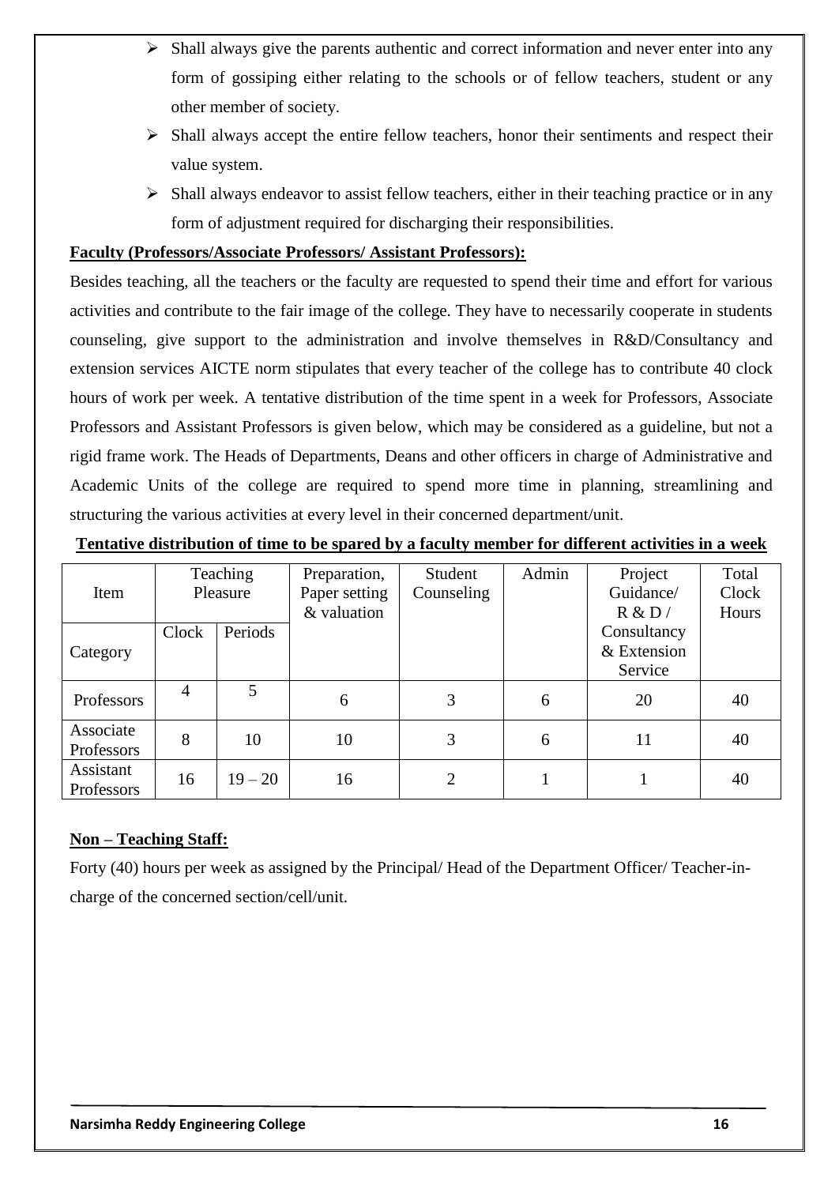- Shall always give the parents authentic and correct information and never enter into any form of gossiping either relating to the schools or of fellow teachers, student or any other member of society.
- Shall always accept the entire fellow teachers, honor their sentiments and respect their value system.
- Shall always endeavor to assist fellow teachers, either in their teaching practice or in any form of adjustment required for discharging their responsibilities.

**Faculty (Professors/Associate Professors/ Assistant Professors):**

Besides teaching, all the teachers or the faculty are requested to spend their time and effort for various activities and contribute to the fair image of the college. They have to necessarily cooperate in students counseling, give support to the administration and involve themselves in R&D/Consultancy and extension services AICTE norm stipulates that every teacher of the college has to contribute 40 clock hours of work per week. A tentative distribution of the time spent in a week for Professors, Associate Professors and Assistant Professors is given below, which may be considered as a guideline, but not a rigid frame work. The Heads of Departments, Deans and other officers in charge of Administrative and Academic Units of the college are required to spend more time in planning, streamlining and structuring the various activities at every level in their concerned department/unit.

**Tentative distribution of time to be spared by a faculty member for different activities in a week**

| Item | Teaching Pleasure | | Preparation, Paper setting & valuation | Student Counseling | Admin | Project Guidance/ R & D / Consultancy & Extension Service | Total Clock Hours |
|---|---|---|---|---|---|---|---|
| Category | Clock | Periods | | | | | |
| Professors | 4 | 5 | 6 | 3 | 6 | 20 | 40 |
| Associate Professors | 8 | 10 | 10 | 3 | 6 | 11 | 40 |
| Assistant Professors | 16 | 19 – 20 | 16 | 2 | 1 | 1 | 40 |

**Non – Teaching Staff:**

Forty (40) hours per week as assigned by the Principal/ Head of the Department Officer/ Teacher-in-charge of the concerned section/cell/unit.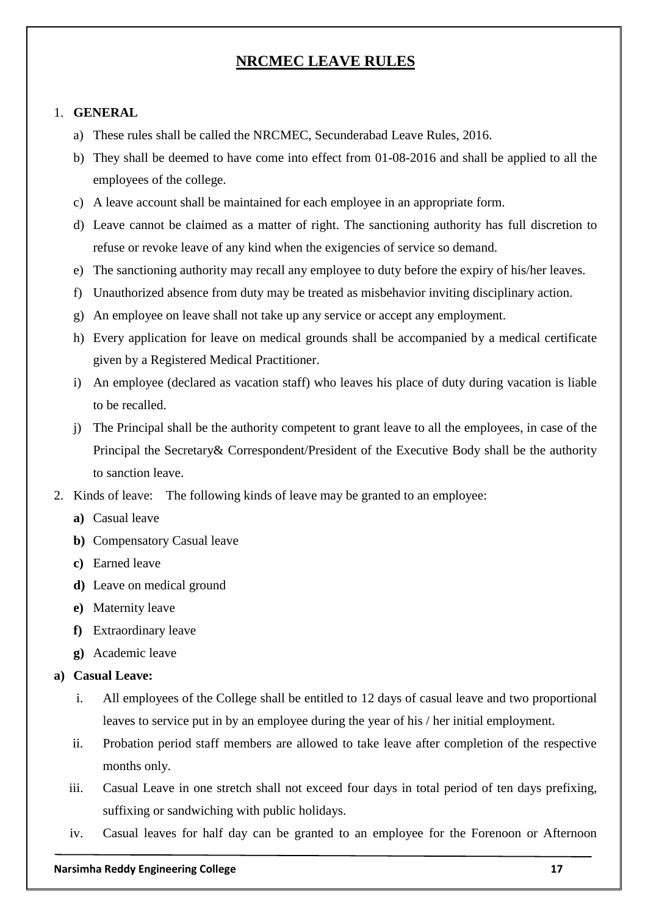# NRCMEC LEAVE RULES

1. **GENERAL**
   a) These rules shall be called the NRCMEC, Secunderabad Leave Rules, 2016.
   b) They shall be deemed to have come into effect from 01-08-2016 and shall be applied to all the employees of the college.
   c) A leave account shall be maintained for each employee in an appropriate form.
   d) Leave cannot be claimed as a matter of right. The sanctioning authority has full discretion to refuse or revoke leave of any kind when the exigencies of service so demand.
   e) The sanctioning authority may recall any employee to duty before the expiry of his/her leaves.
   f) Unauthorized absence from duty may be treated as misbehavior inviting disciplinary action.
   g) An employee on leave shall not take up any service or accept any employment.
   h) Every application for leave on medical grounds shall be accompanied by a medical certificate given by a Registered Medical Practitioner.
   i) An employee (declared as vacation staff) who leaves his place of duty during vacation is liable to be recalled.
   j) The Principal shall be the authority competent to grant leave to all the employees, in case of the Principal the Secretary& Correspondent/President of the Executive Body shall be the authority to sanction leave.
2. Kinds of leave: The following kinds of leave may be granted to an employee:
   **a)** Casual leave
   **b)** Compensatory Casual leave
   **c)** Earned leave
   **d)** Leave on medical ground
   **e)** Maternity leave
   **f)** Extraordinary leave
   **g)** Academic leave

**a) Casual Leave:**

i. All employees of the College shall be entitled to 12 days of casual leave and two proportional leaves to service put in by an employee during the year of his / her initial employment.

ii. Probation period staff members are allowed to take leave after completion of the respective months only.

iii. Casual Leave in one stretch shall not exceed four days in total period of ten days prefixing, suffixing or sandwiching with public holidays.

iv. Casual leaves for half day can be granted to an employee for the Forenoon or Afternoon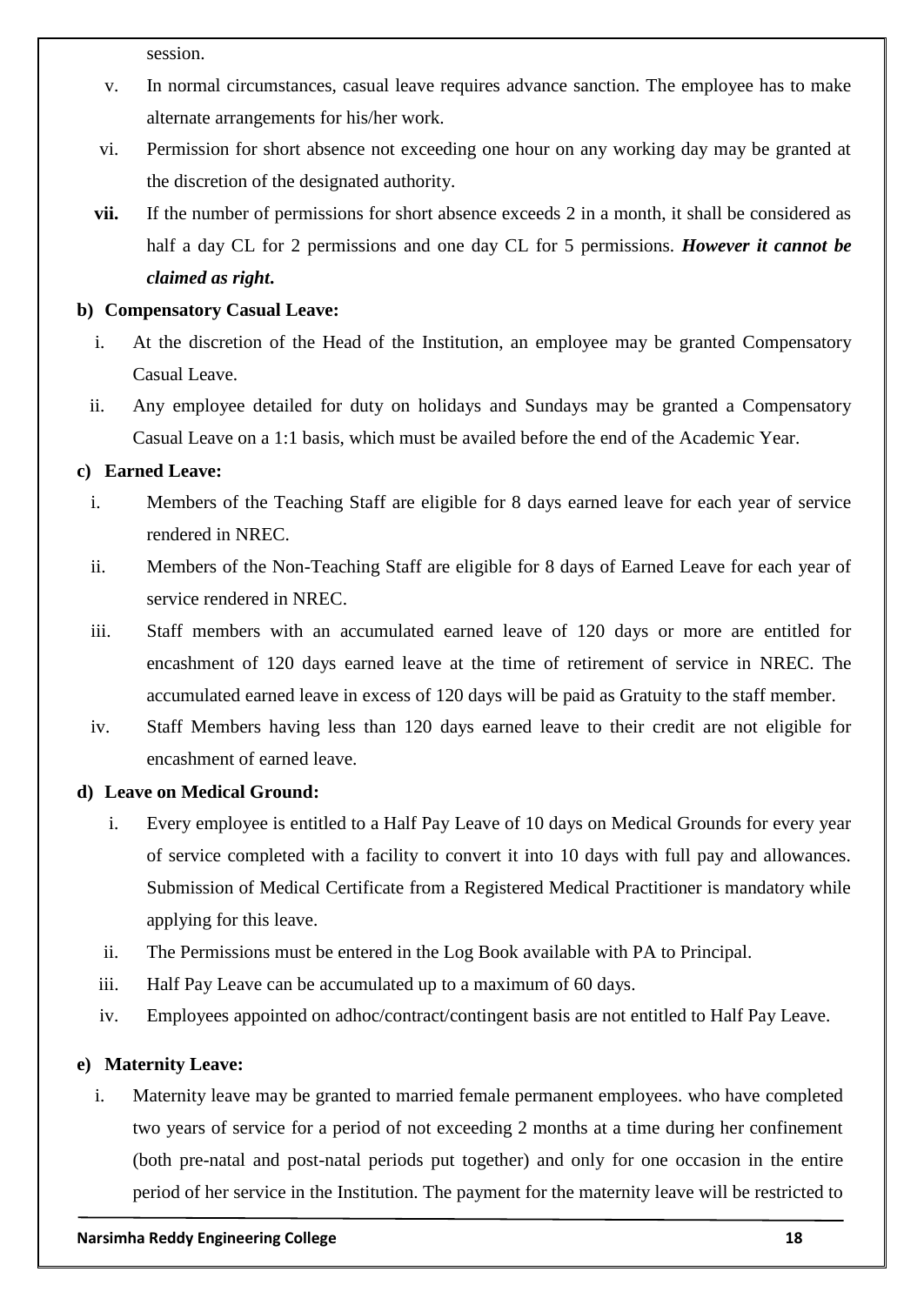session.

v. In normal circumstances, casual leave requires advance sanction. The employee has to make alternate arrangements for his/her work.

vi. Permission for short absence not exceeding one hour on any working day may be granted at the discretion of the designated authority.

**vii.** If the number of permissions for short absence exceeds 2 in a month, it shall be considered as half a day CL for 2 permissions and one day CL for 5 permissions. ***However it cannot be claimed as right*.**

**b) Compensatory Casual Leave:**

i. At the discretion of the Head of the Institution, an employee may be granted Compensatory Casual Leave.

ii. Any employee detailed for duty on holidays and Sundays may be granted a Compensatory Casual Leave on a 1:1 basis, which must be availed before the end of the Academic Year.

**c) Earned Leave:**

i. Members of the Teaching Staff are eligible for 8 days earned leave for each year of service rendered in NREC.

ii. Members of the Non-Teaching Staff are eligible for 8 days of Earned Leave for each year of service rendered in NREC.

iii. Staff members with an accumulated earned leave of 120 days or more are entitled for encashment of 120 days earned leave at the time of retirement of service in NREC. The accumulated earned leave in excess of 120 days will be paid as Gratuity to the staff member.

iv. Staff Members having less than 120 days earned leave to their credit are not eligible for encashment of earned leave.

**d) Leave on Medical Ground:**

i. Every employee is entitled to a Half Pay Leave of 10 days on Medical Grounds for every year of service completed with a facility to convert it into 10 days with full pay and allowances. Submission of Medical Certificate from a Registered Medical Practitioner is mandatory while applying for this leave.

ii. The Permissions must be entered in the Log Book available with PA to Principal.

iii. Half Pay Leave can be accumulated up to a maximum of 60 days.

iv. Employees appointed on adhoc/contract/contingent basis are not entitled to Half Pay Leave.

**e) Maternity Leave:**

i. Maternity leave may be granted to married female permanent employees. who have completed two years of service for a period of not exceeding 2 months at a time during her confinement (both pre-natal and post-natal periods put together) and only for one occasion in the entire period of her service in the Institution. The payment for the maternity leave will be restricted to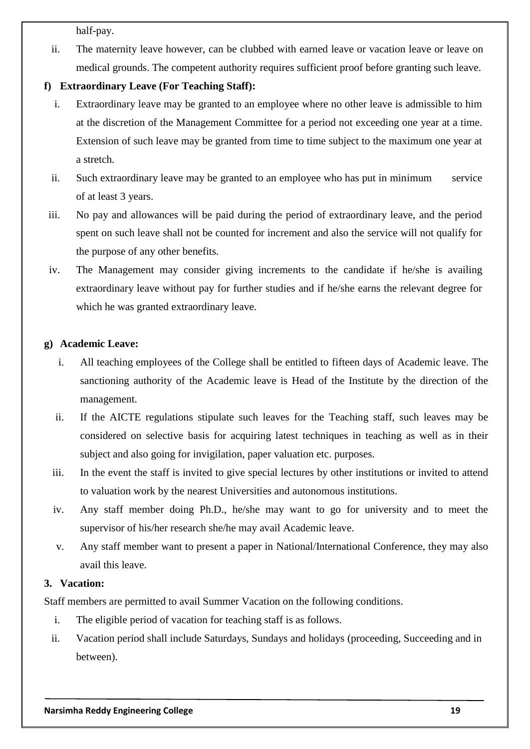half-pay.

ii. The maternity leave however, can be clubbed with earned leave or vacation leave or leave on medical grounds. The competent authority requires sufficient proof before granting such leave.

**f) Extraordinary Leave (For Teaching Staff):**

i. Extraordinary leave may be granted to an employee where no other leave is admissible to him at the discretion of the Management Committee for a period not exceeding one year at a time. Extension of such leave may be granted from time to time subject to the maximum one year at a stretch.

ii. Such extraordinary leave may be granted to an employee who has put in minimum service of at least 3 years.

iii. No pay and allowances will be paid during the period of extraordinary leave, and the period spent on such leave shall not be counted for increment and also the service will not qualify for the purpose of any other benefits.

iv. The Management may consider giving increments to the candidate if he/she is availing extraordinary leave without pay for further studies and if he/she earns the relevant degree for which he was granted extraordinary leave.

**g) Academic Leave:**

i. All teaching employees of the College shall be entitled to fifteen days of Academic leave. The sanctioning authority of the Academic leave is Head of the Institute by the direction of the management.

ii. If the AICTE regulations stipulate such leaves for the Teaching staff, such leaves may be considered on selective basis for acquiring latest techniques in teaching as well as in their subject and also going for invigilation, paper valuation etc. purposes.

iii. In the event the staff is invited to give special lectures by other institutions or invited to attend to valuation work by the nearest Universities and autonomous institutions.

iv. Any staff member doing Ph.D., he/she may want to go for university and to meet the supervisor of his/her research she/he may avail Academic leave.

v. Any staff member want to present a paper in National/International Conference, they may also avail this leave.

**3. Vacation:**

Staff members are permitted to avail Summer Vacation on the following conditions.

i. The eligible period of vacation for teaching staff is as follows.

ii. Vacation period shall include Saturdays, Sundays and holidays (proceeding, Succeeding and in between).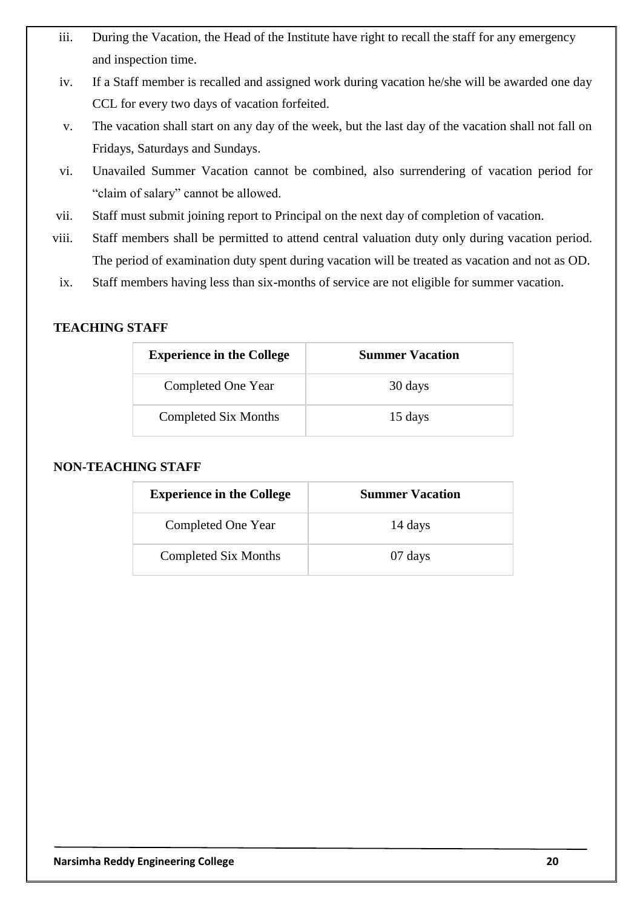iii. During the Vacation, the Head of the Institute have right to recall the staff for any emergency and inspection time.

iv. If a Staff member is recalled and assigned work during vacation he/she will be awarded one day CCL for every two days of vacation forfeited.

v. The vacation shall start on any day of the week, but the last day of the vacation shall not fall on Fridays, Saturdays and Sundays.

vi. Unavailed Summer Vacation cannot be combined, also surrendering of vacation period for "claim of salary" cannot be allowed.

vii. Staff must submit joining report to Principal on the next day of completion of vacation.

viii. Staff members shall be permitted to attend central valuation duty only during vacation period. The period of examination duty spent during vacation will be treated as vacation and not as OD.

ix. Staff members having less than six-months of service are not eligible for summer vacation.

**TEACHING STAFF**

| **Experience in the College** | **Summer Vacation** |
|---|---|
| Completed One Year | 30 days |
| Completed Six Months | 15 days |

**NON-TEACHING STAFF**

| **Experience in the College** | **Summer Vacation** |
|---|---|
| Completed One Year | 14 days |
| Completed Six Months | 07 days |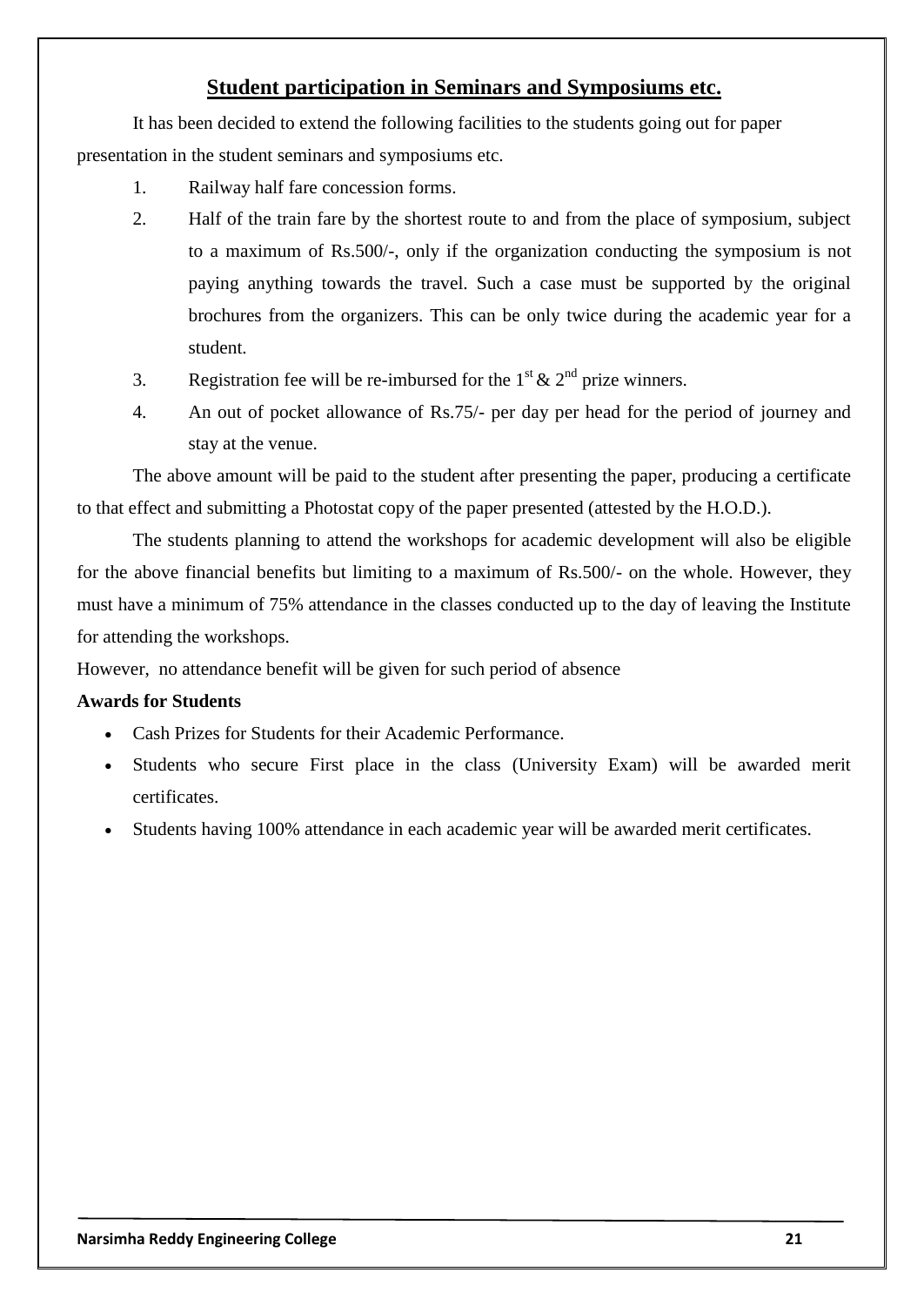## Student participation in Seminars and Symposiums etc.

It has been decided to extend the following facilities to the students going out for paper presentation in the student seminars and symposiums etc.

1. Railway half fare concession forms.
2. Half of the train fare by the shortest route to and from the place of symposium, subject to a maximum of Rs.500/-, only if the organization conducting the symposium is not paying anything towards the travel. Such a case must be supported by the original brochures from the organizers. This can be only twice during the academic year for a student.
3. Registration fee will be re-imbursed for the 1st & 2nd prize winners.
4. An out of pocket allowance of Rs.75/- per day per head for the period of journey and stay at the venue.

The above amount will be paid to the student after presenting the paper, producing a certificate to that effect and submitting a Photostat copy of the paper presented (attested by the H.O.D.).

The students planning to attend the workshops for academic development will also be eligible for the above financial benefits but limiting to a maximum of Rs.500/- on the whole. However, they must have a minimum of 75% attendance in the classes conducted up to the day of leaving the Institute for attending the workshops.

However, no attendance benefit will be given for such period of absence

**Awards for Students**

- Cash Prizes for Students for their Academic Performance.
- Students who secure First place in the class (University Exam) will be awarded merit certificates.
- Students having 100% attendance in each academic year will be awarded merit certificates.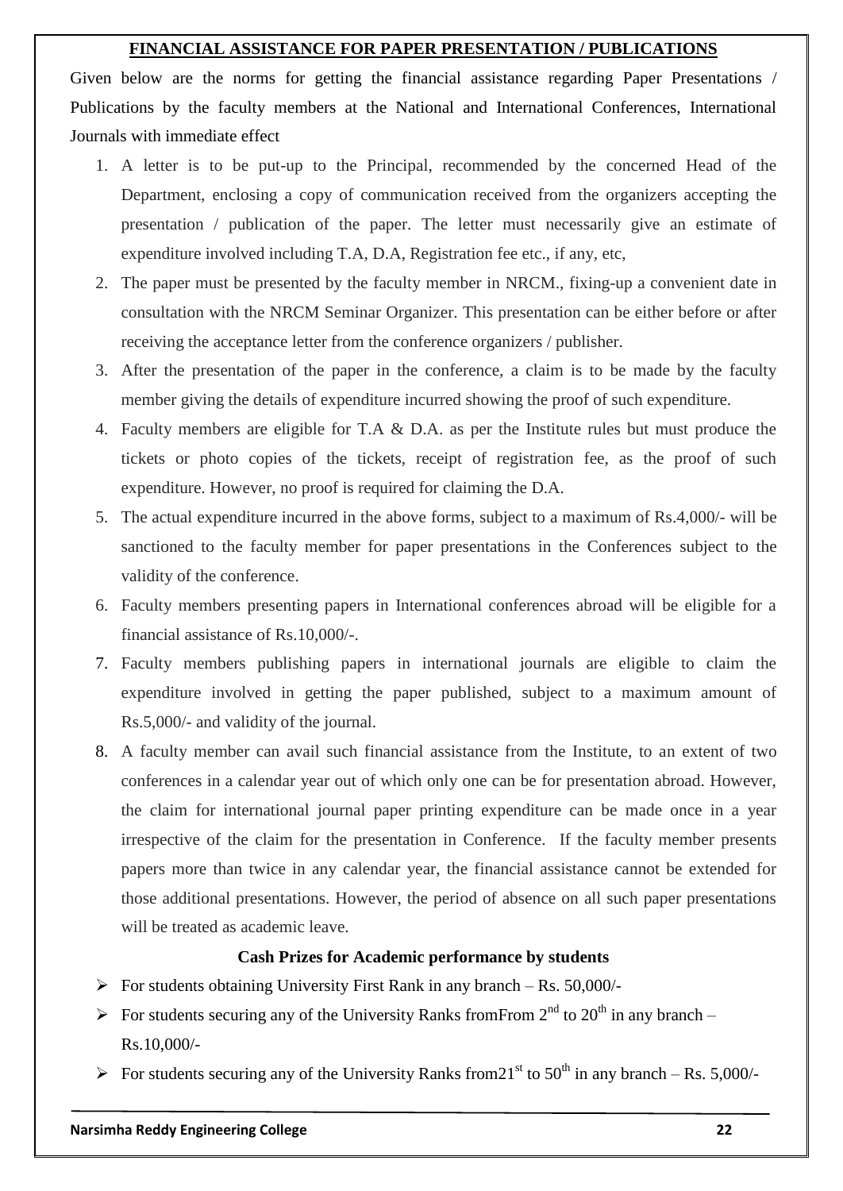## FINANCIAL ASSISTANCE FOR PAPER PRESENTATION / PUBLICATIONS

Given below are the norms for getting the financial assistance regarding Paper Presentations / Publications by the faculty members at the National and International Conferences, International Journals with immediate effect

1. A letter is to be put-up to the Principal, recommended by the concerned Head of the Department, enclosing a copy of communication received from the organizers accepting the presentation / publication of the paper. The letter must necessarily give an estimate of expenditure involved including T.A, D.A, Registration fee etc., if any, etc,
2. The paper must be presented by the faculty member in NRCM., fixing-up a convenient date in consultation with the NRCM Seminar Organizer. This presentation can be either before or after receiving the acceptance letter from the conference organizers / publisher.
3. After the presentation of the paper in the conference, a claim is to be made by the faculty member giving the details of expenditure incurred showing the proof of such expenditure.
4. Faculty members are eligible for T.A & D.A. as per the Institute rules but must produce the tickets or photo copies of the tickets, receipt of registration fee, as the proof of such expenditure. However, no proof is required for claiming the D.A.
5. The actual expenditure incurred in the above forms, subject to a maximum of Rs.4,000/- will be sanctioned to the faculty member for paper presentations in the Conferences subject to the validity of the conference.
6. Faculty members presenting papers in International conferences abroad will be eligible for a financial assistance of Rs.10,000/-.
7. Faculty members publishing papers in international journals are eligible to claim the expenditure involved in getting the paper published, subject to a maximum amount of Rs.5,000/- and validity of the journal.
8. A faculty member can avail such financial assistance from the Institute, to an extent of two conferences in a calendar year out of which only one can be for presentation abroad. However, the claim for international journal paper printing expenditure can be made once in a year irrespective of the claim for the presentation in Conference. If the faculty member presents papers more than twice in any calendar year, the financial assistance cannot be extended for those additional presentations. However, the period of absence on all such paper presentations will be treated as academic leave.

### Cash Prizes for Academic performance by students

- For students obtaining University First Rank in any branch – Rs. 50,000/-
- For students securing any of the University Ranks fromFrom 2nd to 20th in any branch – Rs.10,000/-
- For students securing any of the University Ranks from21st to 50th in any branch – Rs. 5,000/-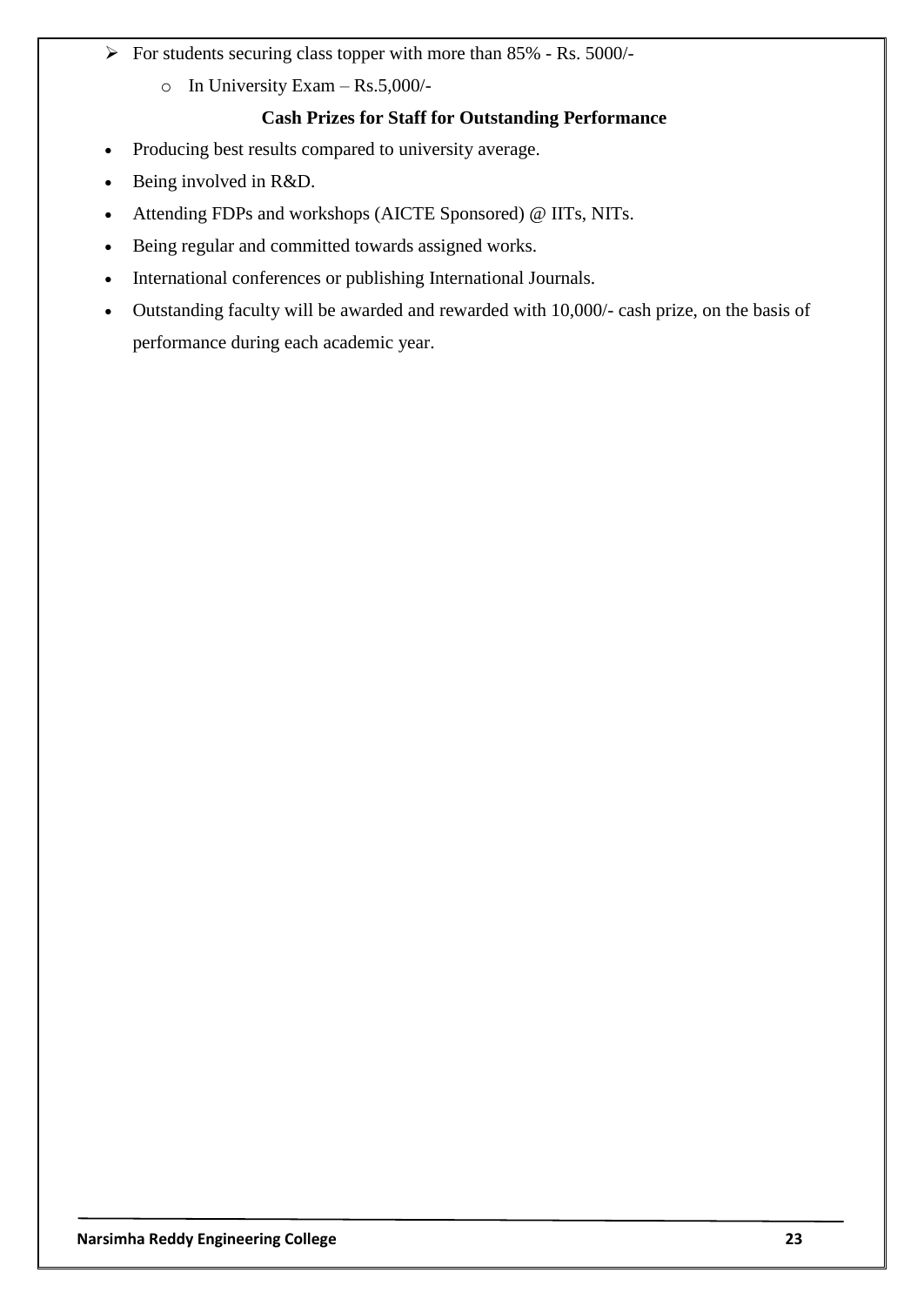- For students securing class topper with more than 85% - Rs. 5000/-
  - In University Exam – Rs.5,000/-

**Cash Prizes for Staff for Outstanding Performance**

- Producing best results compared to university average.
- Being involved in R&D.
- Attending FDPs and workshops (AICTE Sponsored) @ IITs, NITs.
- Being regular and committed towards assigned works.
- International conferences or publishing International Journals.
- Outstanding faculty will be awarded and rewarded with 10,000/- cash prize, on the basis of performance during each academic year.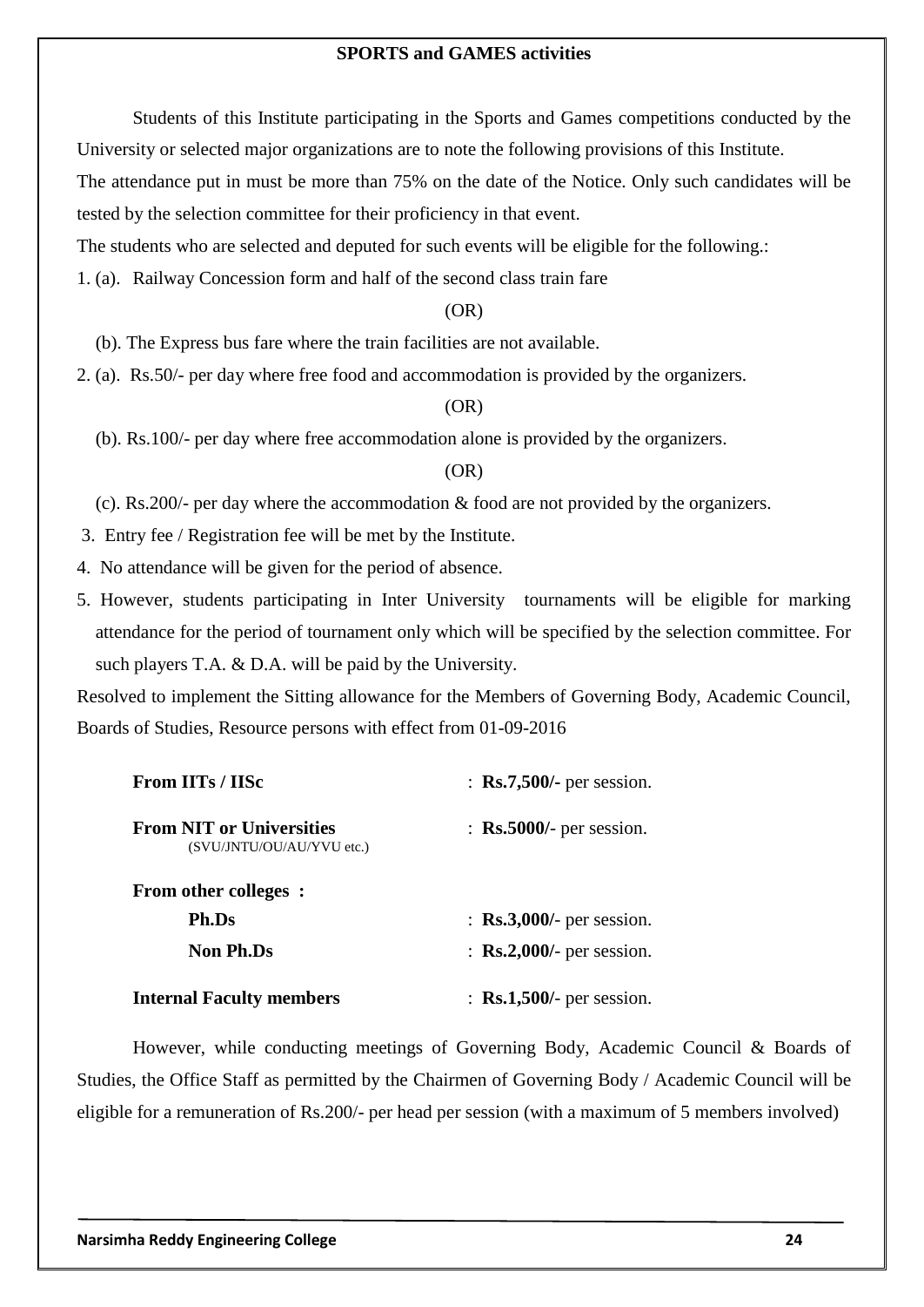## SPORTS and GAMES activities

Students of this Institute participating in the Sports and Games competitions conducted by the University or selected major organizations are to note the following provisions of this Institute.

The attendance put in must be more than 75% on the date of the Notice. Only such candidates will be tested by the selection committee for their proficiency in that event.

The students who are selected and deputed for such events will be eligible for the following.:

1. (a). Railway Concession form and half of the second class train fare

   (OR)

   (b). The Express bus fare where the train facilities are not available.

2. (a). Rs.50/- per day where free food and accommodation is provided by the organizers.

   (OR)

   (b). Rs.100/- per day where free accommodation alone is provided by the organizers.

   (OR)

   (c). Rs.200/- per day where the accommodation & food are not provided by the organizers.

3. Entry fee / Registration fee will be met by the Institute.
4. No attendance will be given for the period of absence.
5. However, students participating in Inter University tournaments will be eligible for marking attendance for the period of tournament only which will be specified by the selection committee. For such players T.A. & D.A. will be paid by the University.

Resolved to implement the Sitting allowance for the Members of Governing Body, Academic Council, Boards of Studies, Resource persons with effect from 01-09-2016

| | |
|---|---|
| **From IITs / IISc** | : **Rs.7,500/-** per session. |
| **From NIT or Universities** (SVU/JNTU/OU/AU/YVU etc.) | : **Rs.5000/**- per session. |
| **From other colleges :** | |
| **Ph.Ds** | : **Rs.3,000/**- per session. |
| **Non Ph.Ds** | : **Rs.2,000/**- per session. |
| **Internal Faculty members** | : **Rs.1,500/**- per session. |

However, while conducting meetings of Governing Body, Academic Council & Boards of Studies, the Office Staff as permitted by the Chairmen of Governing Body / Academic Council will be eligible for a remuneration of Rs.200/- per head per session (with a maximum of 5 members involved)